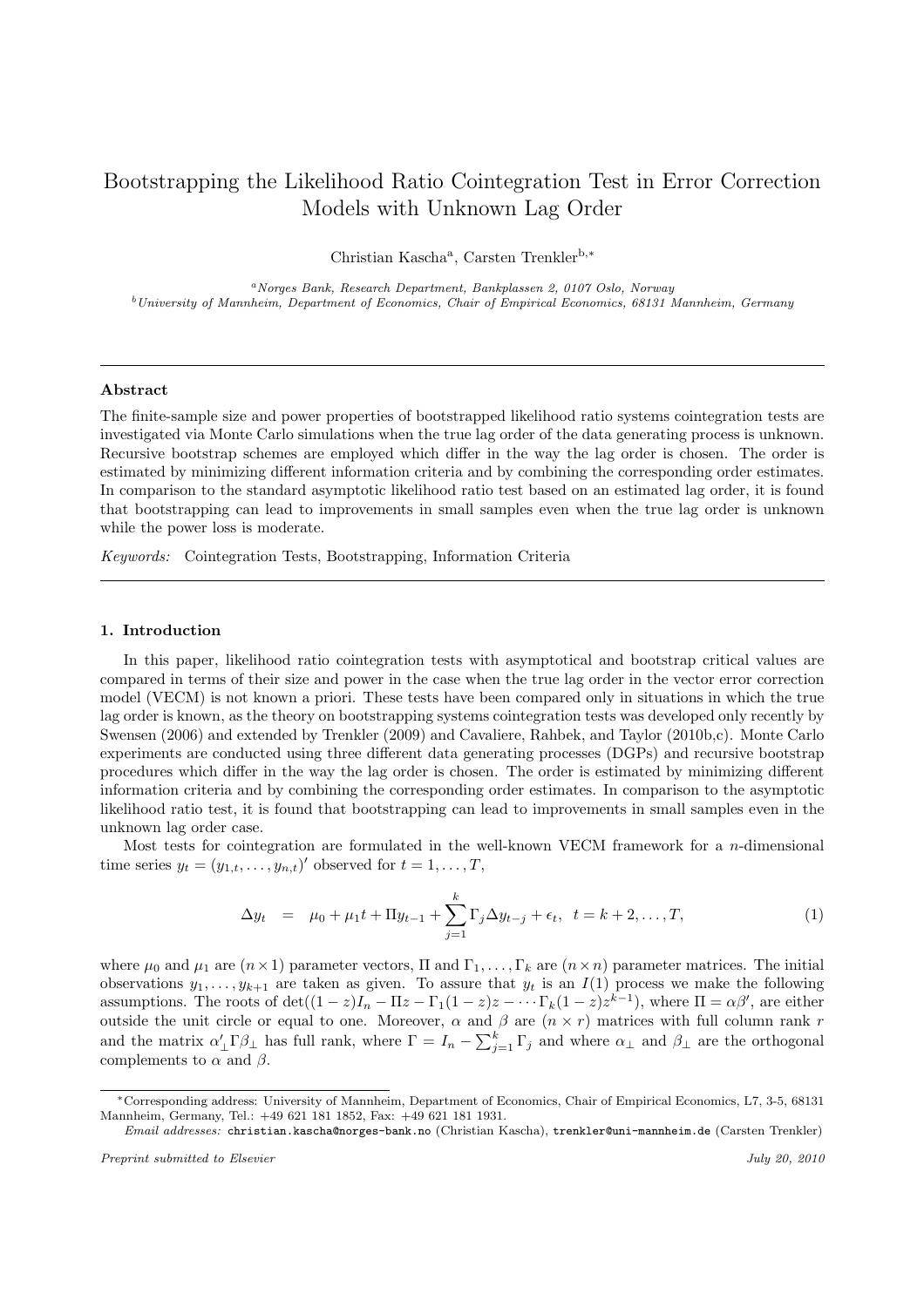# Bootstrapping the Likelihood Ratio Cointegration Test in Error Correction Models with Unknown Lag Order

Christian Kascha[a], Carsten Trenkler[b,*]

[a] *Norges Bank, Research Department, Bankplassen 2, 0107 Oslo, Norway*
[b] *University of Mannheim, Department of Economics, Chair of Empirical Economics, 68131 Mannheim, Germany*

---

### Abstract

The finite-sample size and power properties of bootstrapped likelihood ratio systems cointegration tests are investigated via Monte Carlo simulations when the true lag order of the data generating process is unknown. Recursive bootstrap schemes are employed which differ in the way the lag order is chosen. The order is estimated by minimizing different information criteria and by combining the corresponding order estimates. In comparison to the standard asymptotic likelihood ratio test based on an estimated lag order, it is found that bootstrapping can lead to improvements in small samples even when the true lag order is unknown while the power loss is moderate.

*Keywords:* Cointegration Tests, Bootstrapping, Information Criteria

---

## 1. Introduction

In this paper, likelihood ratio cointegration tests with asymptotical and bootstrap critical values are compared in terms of their size and power in the case when the true lag order in the vector error correction model (VECM) is not known a priori. These tests have been compared only in situations in which the true lag order is known, as the theory on bootstrapping systems cointegration tests was developed only recently by Swensen (2006) and extended by Trenkler (2009) and Cavaliere, Rahbek, and Taylor (2010b,c). Monte Carlo experiments are conducted using three different data generating processes (DGPs) and recursive bootstrap procedures which differ in the way the lag order is chosen. The order is estimated by minimizing different information criteria and by combining the corresponding order estimates. In comparison to the asymptotic likelihood ratio test, it is found that bootstrapping can lead to improvements in small samples even in the unknown lag order case.

Most tests for cointegration are formulated in the well-known VECM framework for a $n$-dimensional time series $y_t = (y_{1,t}, \ldots, y_{n,t})'$ observed for $t = 1, \ldots, T$,

$$\Delta y_t = \mu_0 + \mu_1 t + \Pi y_{t-1} + \sum_{j=1}^{k} \Gamma_j \Delta y_{t-j} + \epsilon_t, \quad t = k+2, \ldots, T, \tag{1}$$

where $\mu_0$ and $\mu_1$ are $(n \times 1)$ parameter vectors, $\Pi$ and $\Gamma_1, \ldots, \Gamma_k$ are $(n \times n)$ parameter matrices. The initial observations $y_1, \ldots, y_{k+1}$ are taken as given. To assure that $y_t$ is an $I(1)$ process we make the following assumptions. The roots of $\det((1-z)I_n - \Pi z - \Gamma_1(1-z)z - \cdots \Gamma_k(1-z)z^{k-1})$, where $\Pi = \alpha\beta'$, are either outside the unit circle or equal to one. Moreover, $\alpha$ and $\beta$ are $(n \times r)$ matrices with full column rank $r$ and the matrix $\alpha'_{\perp}\Gamma\beta_{\perp}$ has full rank, where $\Gamma = I_n - \sum_{j=1}^{k}\Gamma_j$ and where $\alpha_{\perp}$ and $\beta_{\perp}$ are the orthogonal complements to $\alpha$ and $\beta$.

---

[*] Corresponding address: University of Mannheim, Department of Economics, Chair of Empirical Economics, L7, 3-5, 68131 Mannheim, Germany, Tel.: +49 621 181 1852, Fax: +49 621 181 1931.

*Email addresses:* christian.kascha@norges-bank.no (Christian Kascha), trenkler@uni-mannheim.de (Carsten Trenkler)

*Preprint submitted to Elsevier* *July 20, 2010*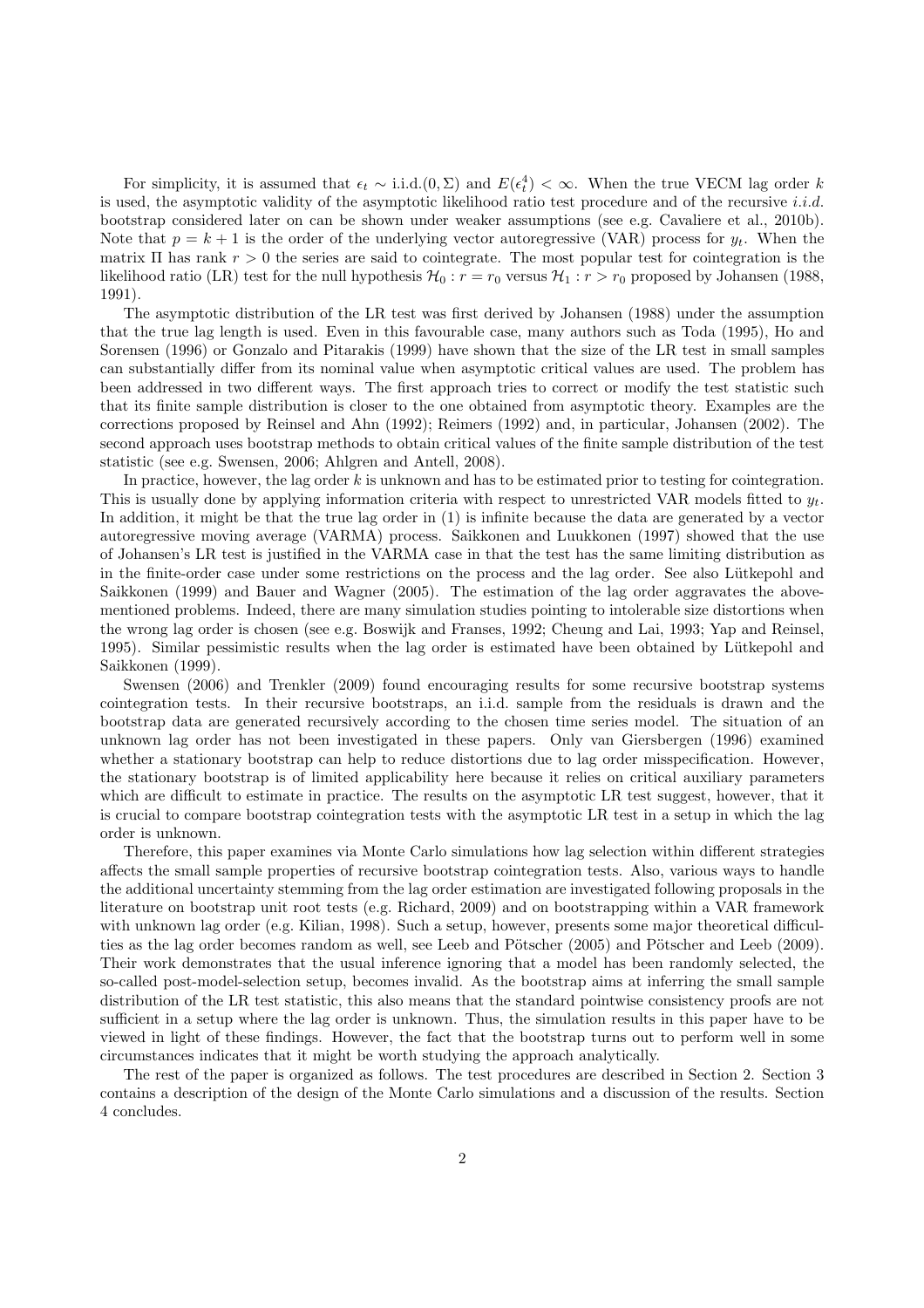For simplicity, it is assumed that $\epsilon_t \sim$ i.i.d.$(0, \Sigma)$ and $E(\epsilon_t^4) < \infty$. When the true VECM lag order $k$ is used, the asymptotic validity of the asymptotic likelihood ratio test procedure and of the recursive *i.i.d.* bootstrap considered later on can be shown under weaker assumptions (see e.g. Cavaliere et al., 2010b). Note that $p = k + 1$ is the order of the underlying vector autoregressive (VAR) process for $y_t$. When the matrix $\Pi$ has rank $r > 0$ the series are said to cointegrate. The most popular test for cointegration is the likelihood ratio (LR) test for the null hypothesis $\mathcal{H}_0 : r = r_0$ versus $\mathcal{H}_1 : r > r_0$ proposed by Johansen (1988, 1991).

The asymptotic distribution of the LR test was first derived by Johansen (1988) under the assumption that the true lag length is used. Even in this favourable case, many authors such as Toda (1995), Ho and Sorensen (1996) or Gonzalo and Pitarakis (1999) have shown that the size of the LR test in small samples can substantially differ from its nominal value when asymptotic critical values are used. The problem has been addressed in two different ways. The first approach tries to correct or modify the test statistic such that its finite sample distribution is closer to the one obtained from asymptotic theory. Examples are the corrections proposed by Reinsel and Ahn (1992); Reimers (1992) and, in particular, Johansen (2002). The second approach uses bootstrap methods to obtain critical values of the finite sample distribution of the test statistic (see e.g. Swensen, 2006; Ahlgren and Antell, 2008).

In practice, however, the lag order $k$ is unknown and has to be estimated prior to testing for cointegration. This is usually done by applying information criteria with respect to unrestricted VAR models fitted to $y_t$. In addition, it might be that the true lag order in (1) is infinite because the data are generated by a vector autoregressive moving average (VARMA) process. Saikkonen and Luukkonen (1997) showed that the use of Johansen's LR test is justified in the VARMA case in that the test has the same limiting distribution as in the finite-order case under some restrictions on the process and the lag order. See also Lütkepohl and Saikkonen (1999) and Bauer and Wagner (2005). The estimation of the lag order aggravates the above-mentioned problems. Indeed, there are many simulation studies pointing to intolerable size distortions when the wrong lag order is chosen (see e.g. Boswijk and Franses, 1992; Cheung and Lai, 1993; Yap and Reinsel, 1995). Similar pessimistic results when the lag order is estimated have been obtained by Lütkepohl and Saikkonen (1999).

Swensen (2006) and Trenkler (2009) found encouraging results for some recursive bootstrap systems cointegration tests. In their recursive bootstraps, an i.i.d. sample from the residuals is drawn and the bootstrap data are generated recursively according to the chosen time series model. The situation of an unknown lag order has not been investigated in these papers. Only van Giersbergen (1996) examined whether a stationary bootstrap can help to reduce distortions due to lag order misspecification. However, the stationary bootstrap is of limited applicability here because it relies on critical auxiliary parameters which are difficult to estimate in practice. The results on the asymptotic LR test suggest, however, that it is crucial to compare bootstrap cointegration tests with the asymptotic LR test in a setup in which the lag order is unknown.

Therefore, this paper examines via Monte Carlo simulations how lag selection within different strategies affects the small sample properties of recursive bootstrap cointegration tests. Also, various ways to handle the additional uncertainty stemming from the lag order estimation are investigated following proposals in the literature on bootstrap unit root tests (e.g. Richard, 2009) and on bootstrapping within a VAR framework with unknown lag order (e.g. Kilian, 1998). Such a setup, however, presents some major theoretical difficulties as the lag order becomes random as well, see Leeb and Pötscher (2005) and Pötscher and Leeb (2009). Their work demonstrates that the usual inference ignoring that a model has been randomly selected, the so-called post-model-selection setup, becomes invalid. As the bootstrap aims at inferring the small sample distribution of the LR test statistic, this also means that the standard pointwise consistency proofs are not sufficient in a setup where the lag order is unknown. Thus, the simulation results in this paper have to be viewed in light of these findings. However, the fact that the bootstrap turns out to perform well in some circumstances indicates that it might be worth studying the approach analytically.

The rest of the paper is organized as follows. The test procedures are described in Section 2. Section 3 contains a description of the design of the Monte Carlo simulations and a discussion of the results. Section 4 concludes.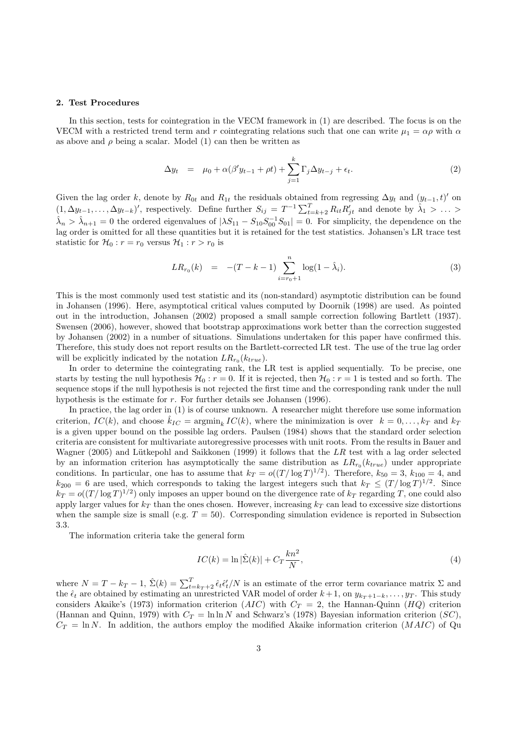## 2. Test Procedures

In this section, tests for cointegration in the VECM framework in (1) are described. The focus is on the VECM with a restricted trend term and $r$ cointegrating relations such that one can write $\mu_1 = \alpha\rho$ with $\alpha$ as above and $\rho$ being a scalar. Model (1) can then be written as

$$\Delta y_t \;=\; \mu_0 + \alpha(\beta' y_{t-1} + \rho t) + \sum_{j=1}^{k} \Gamma_j \Delta y_{t-j} + \epsilon_t. \tag{2}$$

Given the lag order $k$, denote by $R_{0t}$ and $R_{1t}$ the residuals obtained from regressing $\Delta y_t$ and $(y_{t-1}, t)'$ on $(1, \Delta y_{t-1}, \ldots, \Delta y_{t-k})'$, respectively. Define further $S_{ij} = T^{-1} \sum_{t=k+2}^{T} R_{it} R_{jt}'$ and denote by $\hat{\lambda}_1 > \ldots > \hat{\lambda}_n > \hat{\lambda}_{n+1} = 0$ the ordered eigenvalues of $|\lambda S_{11} - S_{10} S_{00}^{-1} S_{01}| = 0$. For simplicity, the dependence on the lag order is omitted for all these quantities but it is retained for the test statistics. Johansen's LR trace test statistic for $\mathcal{H}_0 : r = r_0$ versus $\mathcal{H}_1 : r > r_0$ is

$$LR_{r_0}(k) \;=\; -(T - k - 1) \sum_{i=r_0+1}^{n} \log(1 - \hat{\lambda}_i). \tag{3}$$

This is the most commonly used test statistic and its (non-standard) asymptotic distribution can be found in Johansen (1996). Here, asymptotical critical values computed by Doornik (1998) are used. As pointed out in the introduction, Johansen (2002) proposed a small sample correction following Bartlett (1937). Swensen (2006), however, showed that bootstrap approximations work better than the correction suggested by Johansen (2002) in a number of situations. Simulations undertaken for this paper have confirmed this. Therefore, this study does not report results on the Bartlett-corrected LR test. The use of the true lag order will be explicitly indicated by the notation $LR_{r_0}(k_{true})$.

In order to determine the cointegrating rank, the LR test is applied sequentially. To be precise, one starts by testing the null hypothesis $\mathcal{H}_0 : r = 0$. If it is rejected, then $\mathcal{H}_0 : r = 1$ is tested and so forth. The sequence stops if the null hypothesis is not rejected the first time and the corresponding rank under the null hypothesis is the estimate for $r$. For further details see Johansen (1996).

In practice, the lag order in (1) is of course unknown. A researcher might therefore use some information criterion, $IC(k)$, and choose $\hat{k}_{IC} = \operatorname{argmin}_k IC(k)$, where the minimization is over $k = 0, \ldots, k_T$ and $k_T$ is a given upper bound on the possible lag orders. Paulsen (1984) shows that the standard order selection criteria are consistent for multivariate autoregressive processes with unit roots. From the results in Bauer and Wagner (2005) and Lütkepohl and Saikkonen (1999) it follows that the $LR$ test with a lag order selected by an information criterion has asymptotically the same distribution as $LR_{r_0}(k_{true})$ under appropriate conditions. In particular, one has to assume that $k_T = o((T/\log T)^{1/2})$. Therefore, $k_{50} = 3$, $k_{100} = 4$, and $k_{200} = 6$ are used, which corresponds to taking the largest integers such that $k_T \leq (T/\log T)^{1/2}$. Since $k_T = o((T/\log T)^{1/2})$ only imposes an upper bound on the divergence rate of $k_T$ regarding $T$, one could also apply larger values for $k_T$ than the ones chosen. However, increasing $k_T$ can lead to excessive size distortions when the sample size is small (e.g. $T = 50$). Corresponding simulation evidence is reported in Subsection 3.3.

The information criteria take the general form

$$IC(k) = \ln|\hat{\Sigma}(k)| + C_T \frac{kn^2}{N}, \tag{4}$$

where $N = T - k_T - 1$, $\hat{\Sigma}(k) = \sum_{t=k_T+2}^{T} \hat{\epsilon}_t \hat{\epsilon}_t'/N$ is an estimate of the error term covariance matrix $\Sigma$ and the $\hat{\epsilon}_t$ are obtained by estimating an unrestricted VAR model of order $k+1$, on $y_{k_T+1-k}, \ldots, y_T$. This study considers Akaike's (1973) information criterion ($AIC$) with $C_T = 2$, the Hannan-Quinn ($HQ$) criterion (Hannan and Quinn, 1979) with $C_T = \ln\ln N$ and Schwarz's (1978) Bayesian information criterion ($SC$), $C_T = \ln N$. In addition, the authors employ the modified Akaike information criterion ($MAIC$) of Qu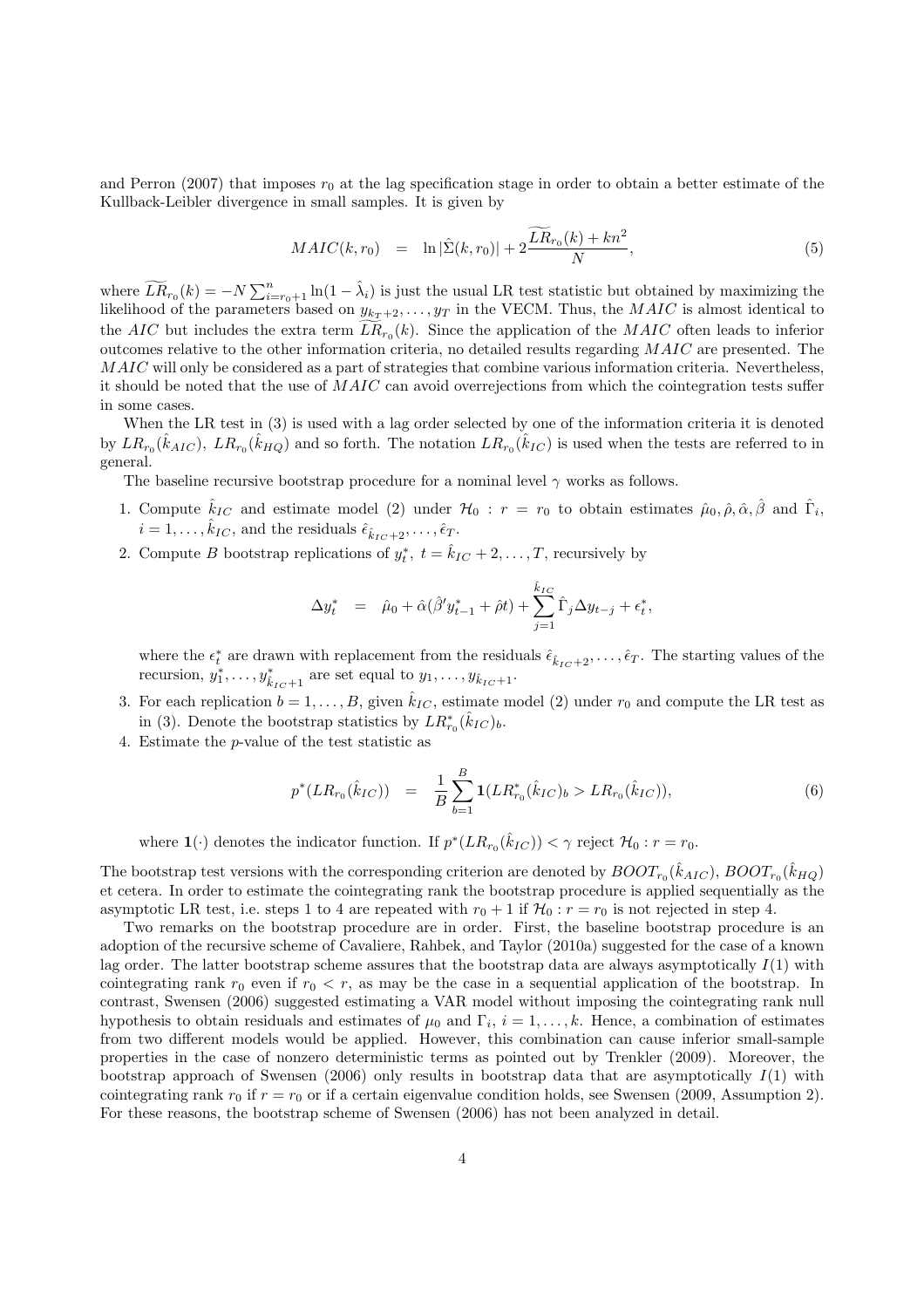and Perron (2007) that imposes $r_0$ at the lag specification stage in order to obtain a better estimate of the Kullback-Leibler divergence in small samples. It is given by

$$MAIC(k, r_0) \quad = \quad \ln|\hat{\Sigma}(k, r_0)| + 2\frac{\widetilde{LR}_{r_0}(k) + kn^2}{N}, \tag{5}$$

where $\widetilde{LR}_{r_0}(k) = -N\sum_{i=r_0+1}^{n}\ln(1-\hat{\lambda}_i)$ is just the usual LR test statistic but obtained by maximizing the likelihood of the parameters based on $y_{k_T+2}, \ldots, y_T$ in the VECM. Thus, the $MAIC$ is almost identical to the $AIC$ but includes the extra term $\widetilde{LR}_{r_0}(k)$. Since the application of the $MAIC$ often leads to inferior outcomes relative to the other information criteria, no detailed results regarding $MAIC$ are presented. The $MAIC$ will only be considered as a part of strategies that combine various information criteria. Nevertheless, it should be noted that the use of $MAIC$ can avoid overrejections from which the cointegration tests suffer in some cases.

When the LR test in (3) is used with a lag order selected by one of the information criteria it is denoted by $LR_{r_0}(\hat{k}_{AIC})$, $LR_{r_0}(\hat{k}_{HQ})$ and so forth. The notation $LR_{r_0}(\hat{k}_{IC})$ is used when the tests are referred to in general.

The baseline recursive bootstrap procedure for a nominal level $\gamma$ works as follows.

1. Compute $\hat{k}_{IC}$ and estimate model (2) under $\mathcal{H}_0 : r = r_0$ to obtain estimates $\hat{\mu}_0, \hat{\rho}, \hat{\alpha}, \hat{\beta}$ and $\hat{\Gamma}_i$, $i = 1, \ldots, \hat{k}_{IC}$, and the residuals $\hat{\epsilon}_{\hat{k}_{IC}+2}, \ldots, \hat{\epsilon}_T$.
2. Compute $B$ bootstrap replications of $y_t^*$, $t = \hat{k}_{IC} + 2, \ldots, T$, recursively by

$$\Delta y_t^* \quad = \quad \hat{\mu}_0 + \hat{\alpha}(\hat{\beta}' y_{t-1}^* + \hat{\rho}t) + \sum_{j=1}^{\hat{k}_{IC}} \hat{\Gamma}_j \Delta y_{t-j} + \epsilon_t^*,$$

   where the $\epsilon_t^*$ are drawn with replacement from the residuals $\hat{\epsilon}_{\hat{k}_{IC}+2}, \ldots, \hat{\epsilon}_T$. The starting values of the recursion, $y_1^*, \ldots, y_{\hat{k}_{IC}+1}^*$ are set equal to $y_1, \ldots, y_{\hat{k}_{IC}+1}$.
3. For each replication $b = 1, \ldots, B$, given $\hat{k}_{IC}$, estimate model (2) under $r_0$ and compute the LR test as in (3). Denote the bootstrap statistics by $LR_{r_0}^*(\hat{k}_{IC})_b$.
4. Estimate the $p$-value of the test statistic as

$$p^*(LR_{r_0}(\hat{k}_{IC})) \quad = \quad \frac{1}{B}\sum_{b=1}^{B} \mathbf{1}(LR_{r_0}^*(\hat{k}_{IC})_b > LR_{r_0}(\hat{k}_{IC})), \tag{6}$$

   where $\mathbf{1}(\cdot)$ denotes the indicator function. If $p^*(LR_{r_0}(\hat{k}_{IC})) < \gamma$ reject $\mathcal{H}_0 : r = r_0$.

The bootstrap test versions with the corresponding criterion are denoted by $BOOT_{r_0}(\hat{k}_{AIC})$, $BOOT_{r_0}(\hat{k}_{HQ})$ et cetera. In order to estimate the cointegrating rank the bootstrap procedure is applied sequentially as the asymptotic LR test, i.e. steps 1 to 4 are repeated with $r_0 + 1$ if $\mathcal{H}_0 : r = r_0$ is not rejected in step 4.

Two remarks on the bootstrap procedure are in order. First, the baseline bootstrap procedure is an adoption of the recursive scheme of Cavaliere, Rahbek, and Taylor (2010a) suggested for the case of a known lag order. The latter bootstrap scheme assures that the bootstrap data are always asymptotically $I(1)$ with cointegrating rank $r_0$ even if $r_0 < r$, as may be the case in a sequential application of the bootstrap. In contrast, Swensen (2006) suggested estimating a VAR model without imposing the cointegrating rank null hypothesis to obtain residuals and estimates of $\mu_0$ and $\Gamma_i$, $i = 1, \ldots, k$. Hence, a combination of estimates from two different models would be applied. However, this combination can cause inferior small-sample properties in the case of nonzero deterministic terms as pointed out by Trenkler (2009). Moreover, the bootstrap approach of Swensen (2006) only results in bootstrap data that are asymptotically $I(1)$ with cointegrating rank $r_0$ if $r = r_0$ or if a certain eigenvalue condition holds, see Swensen (2009, Assumption 2). For these reasons, the bootstrap scheme of Swensen (2006) has not been analyzed in detail.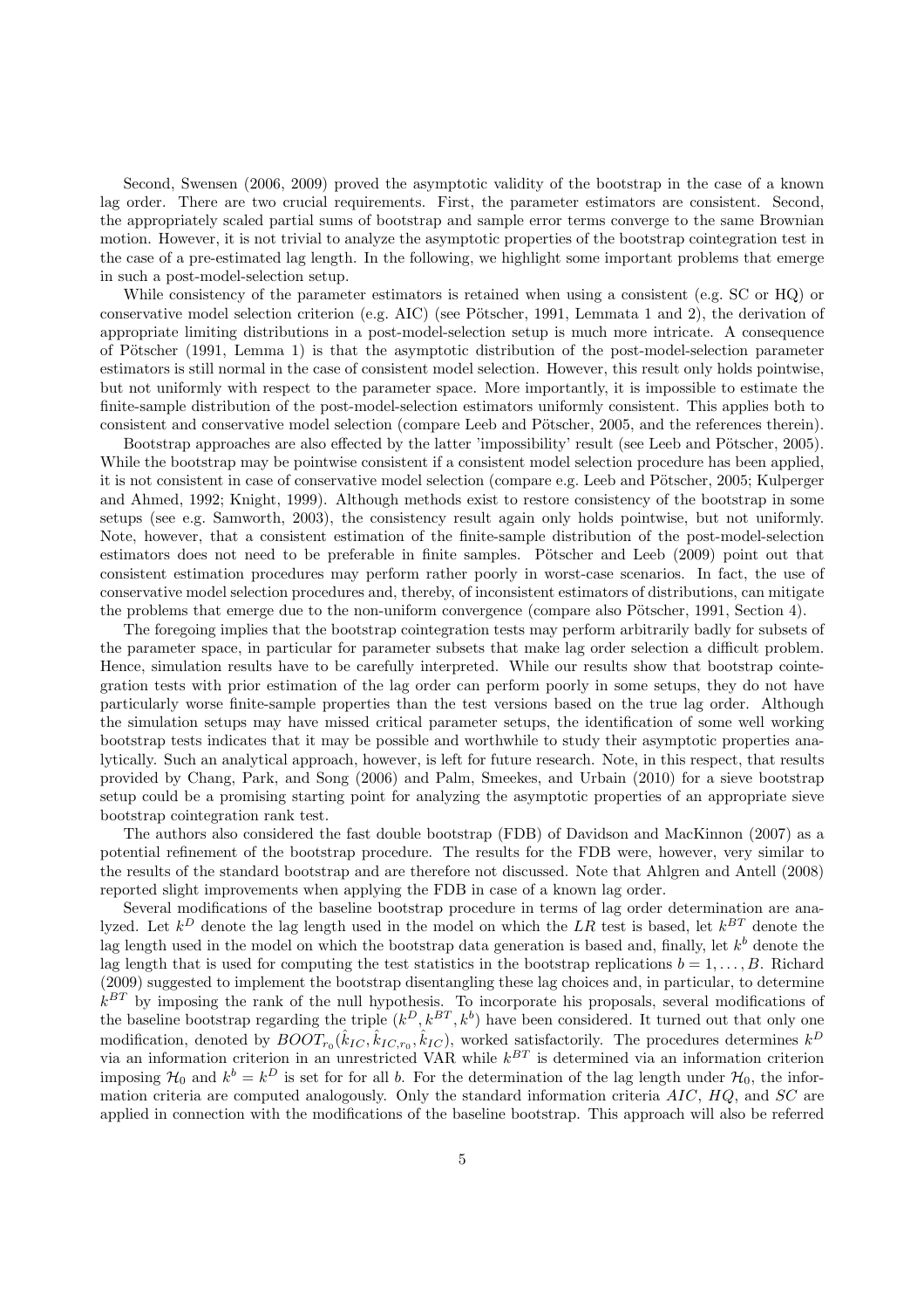Second, Swensen (2006, 2009) proved the asymptotic validity of the bootstrap in the case of a known lag order. There are two crucial requirements. First, the parameter estimators are consistent. Second, the appropriately scaled partial sums of bootstrap and sample error terms converge to the same Brownian motion. However, it is not trivial to analyze the asymptotic properties of the bootstrap cointegration test in the case of a pre-estimated lag length. In the following, we highlight some important problems that emerge in such a post-model-selection setup.

While consistency of the parameter estimators is retained when using a consistent (e.g. SC or HQ) or conservative model selection criterion (e.g. AIC) (see Pötscher, 1991, Lemmata 1 and 2), the derivation of appropriate limiting distributions in a post-model-selection setup is much more intricate. A consequence of Pötscher (1991, Lemma 1) is that the asymptotic distribution of the post-model-selection parameter estimators is still normal in the case of consistent model selection. However, this result only holds pointwise, but not uniformly with respect to the parameter space. More importantly, it is impossible to estimate the finite-sample distribution of the post-model-selection estimators uniformly consistent. This applies both to consistent and conservative model selection (compare Leeb and Pötscher, 2005, and the references therein).

Bootstrap approaches are also effected by the latter 'impossibility' result (see Leeb and Pötscher, 2005). While the bootstrap may be pointwise consistent if a consistent model selection procedure has been applied, it is not consistent in case of conservative model selection (compare e.g. Leeb and Pötscher, 2005; Kulperger and Ahmed, 1992; Knight, 1999). Although methods exist to restore consistency of the bootstrap in some setups (see e.g. Samworth, 2003), the consistency result again only holds pointwise, but not uniformly. Note, however, that a consistent estimation of the finite-sample distribution of the post-model-selection estimators does not need to be preferable in finite samples. Pötscher and Leeb (2009) point out that consistent estimation procedures may perform rather poorly in worst-case scenarios. In fact, the use of conservative model selection procedures and, thereby, of inconsistent estimators of distributions, can mitigate the problems that emerge due to the non-uniform convergence (compare also Pötscher, 1991, Section 4).

The foregoing implies that the bootstrap cointegration tests may perform arbitrarily badly for subsets of the parameter space, in particular for parameter subsets that make lag order selection a difficult problem. Hence, simulation results have to be carefully interpreted. While our results show that bootstrap cointegration tests with prior estimation of the lag order can perform poorly in some setups, they do not have particularly worse finite-sample properties than the test versions based on the true lag order. Although the simulation setups may have missed critical parameter setups, the identification of some well working bootstrap tests indicates that it may be possible and worthwhile to study their asymptotic properties analytically. Such an analytical approach, however, is left for future research. Note, in this respect, that results provided by Chang, Park, and Song (2006) and Palm, Smeekes, and Urbain (2010) for a sieve bootstrap setup could be a promising starting point for analyzing the asymptotic properties of an appropriate sieve bootstrap cointegration rank test.

The authors also considered the fast double bootstrap (FDB) of Davidson and MacKinnon (2007) as a potential refinement of the bootstrap procedure. The results for the FDB were, however, very similar to the results of the standard bootstrap and are therefore not discussed. Note that Ahlgren and Antell (2008) reported slight improvements when applying the FDB in case of a known lag order.

Several modifications of the baseline bootstrap procedure in terms of lag order determination are analyzed. Let $k^D$ denote the lag length used in the model on which the $LR$ test is based, let $k^{BT}$ denote the lag length used in the model on which the bootstrap data generation is based and, finally, let $k^b$ denote the lag length that is used for computing the test statistics in the bootstrap replications $b = 1, \ldots, B$. Richard (2009) suggested to implement the bootstrap disentangling these lag choices and, in particular, to determine $k^{BT}$ by imposing the rank of the null hypothesis. To incorporate his proposals, several modifications of the baseline bootstrap regarding the triple $(k^D, k^{BT}, k^b)$ have been considered. It turned out that only one modification, denoted by $BOOT_{r_0}(\hat{k}_{IC}, \hat{k}_{IC,r_0}, \hat{k}_{IC})$, worked satisfactorily. The procedures determines $k^D$ via an information criterion in an unrestricted VAR while $k^{BT}$ is determined via an information criterion imposing $\mathcal{H}_0$ and $k^b = k^D$ is set for for all $b$. For the determination of the lag length under $\mathcal{H}_0$, the information criteria are computed analogously. Only the standard information criteria $AIC$, $HQ$, and $SC$ are applied in connection with the modifications of the baseline bootstrap. This approach will also be referred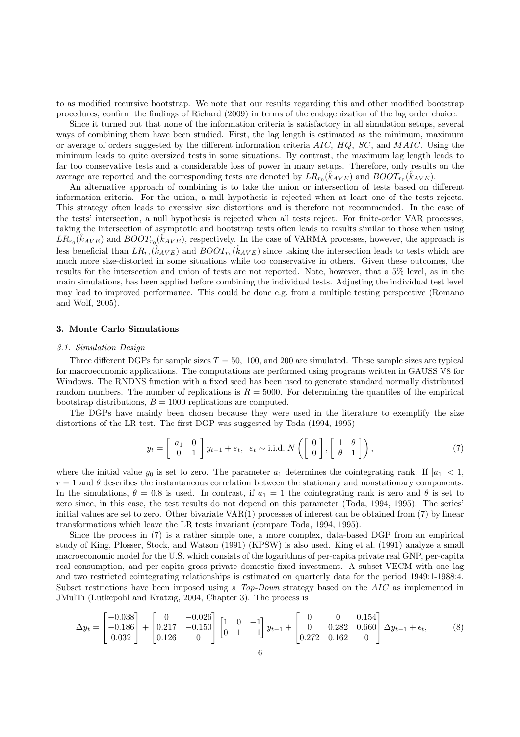to as modified recursive bootstrap. We note that our results regarding this and other modified bootstrap procedures, confirm the findings of Richard (2009) in terms of the endogenization of the lag order choice.

Since it turned out that none of the information criteria is satisfactory in all simulation setups, several ways of combining them have been studied. First, the lag length is estimated as the minimum, maximum or average of orders suggested by the different information criteria $AIC$, $HQ$, $SC$, and $MAIC$. Using the minimum leads to quite oversized tests in some situations. By contrast, the maximum lag length leads to far too conservative tests and a considerable loss of power in many setups. Therefore, only results on the average are reported and the corresponding tests are denoted by $LR_{r_0}(\hat{k}_{AVE})$ and $BOOT_{r_0}(\hat{k}_{AVE})$.

An alternative approach of combining is to take the union or intersection of tests based on different information criteria. For the union, a null hypothesis is rejected when at least one of the tests rejects. This strategy often leads to excessive size distortions and is therefore not recommended. In the case of the tests' intersection, a null hypothesis is rejected when all tests reject. For finite-order VAR processes, taking the intersection of asymptotic and bootstrap tests often leads to results similar to those when using $LR_{r_0}(\hat{k}_{AVE})$ and $BOOT_{r_0}(\hat{k}_{AVE})$, respectively. In the case of VARMA processes, however, the approach is less beneficial than $LR_{r_0}(\hat{k}_{AVE})$ and $BOOT_{r_0}(\hat{k}_{AVE})$ since taking the intersection leads to tests which are much more size-distorted in some situations while too conservative in others. Given these outcomes, the results for the intersection and union of tests are not reported. Note, however, that a 5% level, as in the main simulations, has been applied before combining the individual tests. Adjusting the individual test level may lead to improved performance. This could be done e.g. from a multiple testing perspective (Romano and Wolf, 2005).

## 3. Monte Carlo Simulations

### 3.1. Simulation Design

Three different DGPs for sample sizes $T = 50$, 100, and 200 are simulated. These sample sizes are typical for macroeconomic applications. The computations are performed using programs written in GAUSS V8 for Windows. The RNDNS function with a fixed seed has been used to generate standard normally distributed random numbers. The number of replications is $R = 5000$. For determining the quantiles of the empirical bootstrap distributions, $B = 1000$ replications are computed.

The DGPs have mainly been chosen because they were used in the literature to exemplify the size distortions of the LR test. The first DGP was suggested by Toda (1994, 1995)

$$y_t = \begin{bmatrix} a_1 & 0 \\ 0 & 1 \end{bmatrix} y_{t-1} + \varepsilon_t, \ \ \varepsilon_t \sim \text{i.i.d. } N\left( \begin{bmatrix} 0 \\ 0 \end{bmatrix}, \begin{bmatrix} 1 & \theta \\ \theta & 1 \end{bmatrix} \right), \tag{7}$$

where the initial value $y_0$ is set to zero. The parameter $a_1$ determines the cointegrating rank. If $|a_1| < 1$, $r = 1$ and $\theta$ describes the instantaneous correlation between the stationary and nonstationary components. In the simulations, $\theta = 0.8$ is used. In contrast, if $a_1 = 1$ the cointegrating rank is zero and $\theta$ is set to zero since, in this case, the test results do not depend on this parameter (Toda, 1994, 1995). The series' initial values are set to zero. Other bivariate VAR(1) processes of interest can be obtained from (7) by linear transformations which leave the LR tests invariant (compare Toda, 1994, 1995).

Since the process in (7) is a rather simple one, a more complex, data-based DGP from an empirical study of King, Plosser, Stock, and Watson (1991) (KPSW) is also used. King et al. (1991) analyze a small macroeconomic model for the U.S. which consists of the logarithms of per-capita private real GNP, per-capita real consumption, and per-capita gross private domestic fixed investment. A subset-VECM with one lag and two restricted cointegrating relationships is estimated on quarterly data for the period 1949:1-1988:4. Subset restrictions have been imposed using a *Top-Down* strategy based on the $AIC$ as implemented in JMulTi (Lütkepohl and Krätzig, 2004, Chapter 3). The process is

$$\Delta y_t = \begin{bmatrix} -0.038 \\ -0.186 \\ 0.032 \end{bmatrix} + \begin{bmatrix} 0 & -0.026 \\ 0.217 & -0.150 \\ 0.126 & 0 \end{bmatrix} \begin{bmatrix} 1 & 0 & -1 \\ 0 & 1 & -1 \end{bmatrix} y_{t-1} + \begin{bmatrix} 0 & 0 & 0.154 \\ 0 & 0.282 & 0.660 \\ 0.272 & 0.162 & 0 \end{bmatrix} \Delta y_{t-1} + \epsilon_t, \tag{8}$$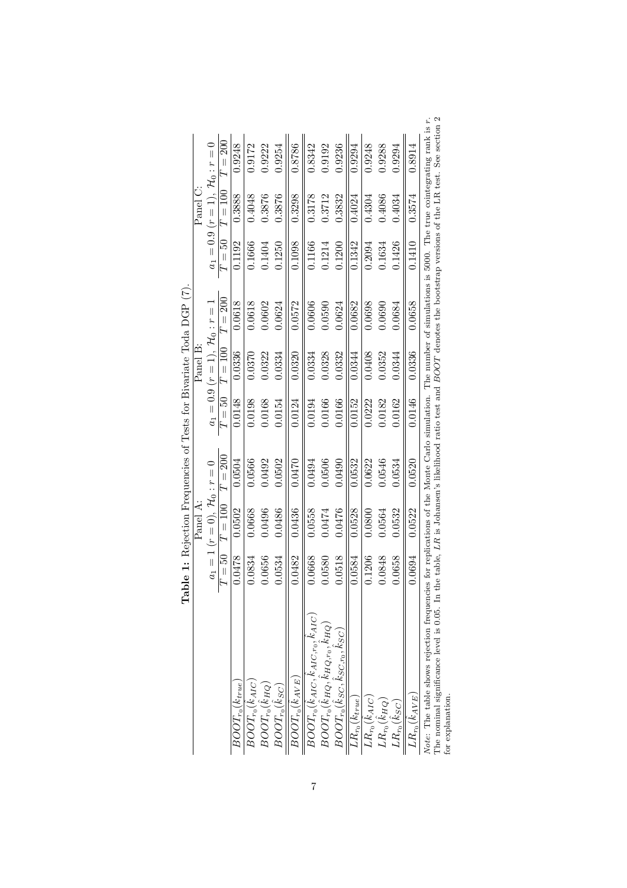**Table 1:** Rejection Frequencies of Tests for Bivariate Toda DGP (7).

| | Panel A: $a_1 = 1$ $(r = 0)$, $\mathcal{H}_0 : r = 0$ | | | Panel B: $a_1 = 0.9$ $(r = 1)$, $\mathcal{H}_0 : r = 1$ | | | Panel C: $a_1 = 0.9$ $(r = 1)$, $\mathcal{H}_0 : r = 0$ | | |
|---|---|---|---|---|---|---|---|---|---|
| | $T = 50$ | $T = 100$ | $T = 200$ | $T = 50$ | $T = 100$ | $T = 200$ | $T = 50$ | $T = 100$ | $T = 200$ |
| $BOOT_{r_0}(k_{true})$ | 0.0478 | 0.0502 | 0.0504 | 0.0148 | 0.0336 | 0.0618 | 0.1192 | 0.3888 | 0.9248 |
| $BOOT_{r_0}(\hat{k}_{AIC})$ | 0.0834 | 0.0668 | 0.0566 | 0.0198 | 0.0370 | 0.0618 | 0.1666 | 0.4048 | 0.9172 |
| $BOOT_{r_0}(\hat{k}_{HQ})$ | 0.0656 | 0.0496 | 0.0492 | 0.0168 | 0.0322 | 0.0602 | 0.1404 | 0.3876 | 0.9222 |
| $BOOT_{r_0}(\hat{k}_{SC})$ | 0.0534 | 0.0486 | 0.0502 | 0.0154 | 0.0334 | 0.0624 | 0.1250 | 0.3876 | 0.9254 |
| $BOOT_{r_0}(\hat{k}_{AVE})$ | 0.0482 | 0.0436 | 0.0470 | 0.0124 | 0.0320 | 0.0572 | 0.1098 | 0.3298 | 0.8786 |
| $BOOT_{r_0}(\hat{k}_{AIC}, \hat{k}_{AIC,r_0}, \hat{k}_{AIC})$ | 0.0668 | 0.0558 | 0.0494 | 0.0194 | 0.0334 | 0.0606 | 0.1166 | 0.3178 | 0.8342 |
| $BOOT_{r_0}(\hat{k}_{HQ}, \hat{k}_{HQ,r_0}, \hat{k}_{HQ})$ | 0.0580 | 0.0474 | 0.0506 | 0.0166 | 0.0328 | 0.0590 | 0.1214 | 0.3712 | 0.9192 |
| $BOOT_{r_0}(\hat{k}_{SC}, \hat{k}_{SC,r_0}, \hat{k}_{SC})$ | 0.0518 | 0.0476 | 0.0490 | 0.0166 | 0.0332 | 0.0624 | 0.1200 | 0.3832 | 0.9236 |
| $LR_{r_0}(k_{true})$ | 0.0584 | 0.0528 | 0.0532 | 0.0152 | 0.0344 | 0.0682 | 0.1342 | 0.4024 | 0.9294 |
| $LR_{r_0}(\hat{k}_{AIC})$ | 0.1206 | 0.0800 | 0.0622 | 0.0222 | 0.0408 | 0.0698 | 0.2094 | 0.4304 | 0.9248 |
| $LR_{r_0}(\hat{k}_{HQ})$ | 0.0848 | 0.0564 | 0.0546 | 0.0182 | 0.0352 | 0.0690 | 0.1634 | 0.4086 | 0.9288 |
| $LR_{r_0}(\hat{k}_{SC})$ | 0.0658 | 0.0532 | 0.0534 | 0.0162 | 0.0344 | 0.0684 | 0.1426 | 0.4034 | 0.9294 |
| $LR_{r_0}(\hat{k}_{AVE})$ | 0.0694 | 0.0522 | 0.0520 | 0.0146 | 0.0336 | 0.0658 | 0.1410 | 0.3574 | 0.8914 |

*Note*: The table shows rejection frequencies for replications of the Monte Carlo simulation. The number of simulations is 5000. The true cointegrating rank is $r$. The nominal significance level is 0.05. In the table, $LR$ is Johansen's likelihood ratio test and $BOOT$ denotes the bootstrap versions of the LR test. See section 2 for explanation.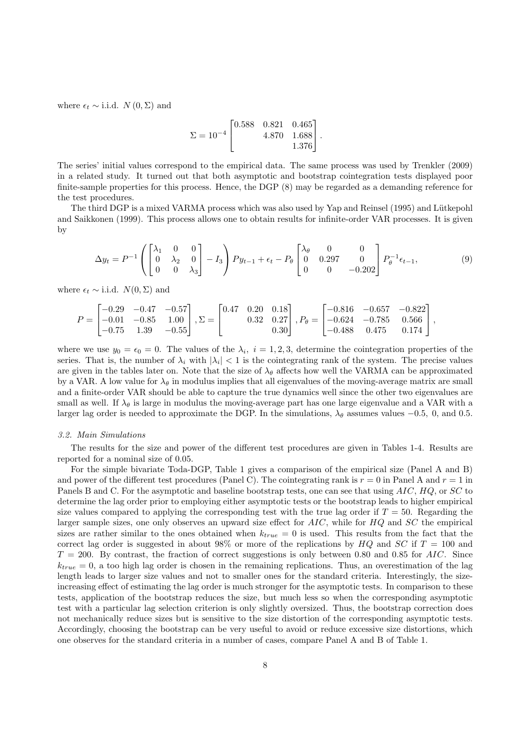where $\epsilon_t \sim$ i.i.d. $N(0, \Sigma)$ and

$$\Sigma = 10^{-4} \begin{bmatrix} 0.588 & 0.821 & 0.465 \\ & 4.870 & 1.688 \\ & & 1.376 \end{bmatrix}.$$

The series' initial values correspond to the empirical data. The same process was used by Trenkler (2009) in a related study. It turned out that both asymptotic and bootstrap cointegration tests displayed poor finite-sample properties for this process. Hence, the DGP (8) may be regarded as a demanding reference for the test procedures.

The third DGP is a mixed VARMA process which was also used by Yap and Reinsel (1995) and Lütkepohl and Saikkonen (1999). This process allows one to obtain results for infinite-order VAR processes. It is given by

$$\Delta y_t = P^{-1} \left( \begin{bmatrix} \lambda_1 & 0 & 0 \\ 0 & \lambda_2 & 0 \\ 0 & 0 & \lambda_3 \end{bmatrix} - I_3 \right) P y_{t-1} + \epsilon_t - P_\theta \begin{bmatrix} \lambda_\theta & 0 & 0 \\ 0 & 0.297 & 0 \\ 0 & 0 & -0.202 \end{bmatrix} P_\theta^{-1} \epsilon_{t-1}, \tag{9}$$

where $\epsilon_t \sim$ i.i.d. $N(0, \Sigma)$ and

$$P = \begin{bmatrix} -0.29 & -0.47 & -0.57 \\ -0.01 & -0.85 & 1.00 \\ -0.75 & 1.39 & -0.55 \end{bmatrix}, \Sigma = \begin{bmatrix} 0.47 & 0.20 & 0.18 \\ & 0.32 & 0.27 \\ & & 0.30 \end{bmatrix}, P_\theta = \begin{bmatrix} -0.816 & -0.657 & -0.822 \\ -0.624 & -0.785 & 0.566 \\ -0.488 & 0.475 & 0.174 \end{bmatrix},$$

where we use $y_0 = \epsilon_0 = 0$. The values of the $\lambda_i$, $i = 1, 2, 3$, determine the cointegration properties of the series. That is, the number of $\lambda_i$ with $|\lambda_i| < 1$ is the cointegrating rank of the system. The precise values are given in the tables later on. Note that the size of $\lambda_\theta$ affects how well the VARMA can be approximated by a VAR. A low value for $\lambda_\theta$ in modulus implies that all eigenvalues of the moving-average matrix are small and a finite-order VAR should be able to capture the true dynamics well since the other two eigenvalues are small as well. If $\lambda_\theta$ is large in modulus the moving-average part has one large eigenvalue and a VAR with a larger lag order is needed to approximate the DGP. In the simulations, $\lambda_\theta$ assumes values $-0.5$, 0, and 0.5.

### *3.2. Main Simulations*

The results for the size and power of the different test procedures are given in Tables 1-4. Results are reported for a nominal size of 0.05.

For the simple bivariate Toda-DGP, Table 1 gives a comparison of the empirical size (Panel A and B) and power of the different test procedures (Panel C). The cointegrating rank is $r = 0$ in Panel A and $r = 1$ in Panels B and C. For the asymptotic and baseline bootstrap tests, one can see that using $AIC$, $HQ$, or $SC$ to determine the lag order prior to employing either asymptotic tests or the bootstrap leads to higher empirical size values compared to applying the corresponding test with the true lag order if $T = 50$. Regarding the larger sample sizes, one only observes an upward size effect for $AIC$, while for $HQ$ and $SC$ the empirical sizes are rather similar to the ones obtained when $k_{true} = 0$ is used. This results from the fact that the correct lag order is suggested in about 98% or more of the replications by $HQ$ and $SC$ if $T = 100$ and $T = 200$. By contrast, the fraction of correct suggestions is only between 0.80 and 0.85 for $AIC$. Since $k_{true} = 0$, a too high lag order is chosen in the remaining replications. Thus, an overestimation of the lag length leads to larger size values and not to smaller ones for the standard criteria. Interestingly, the size-increasing effect of estimating the lag order is much stronger for the asymptotic tests. In comparison to these tests, application of the bootstrap reduces the size, but much less so when the corresponding asymptotic test with a particular lag selection criterion is only slightly oversized. Thus, the bootstrap correction does not mechanically reduce sizes but is sensitive to the size distortion of the corresponding asymptotic tests. Accordingly, choosing the bootstrap can be very useful to avoid or reduce excessive size distortions, which one observes for the standard criteria in a number of cases, compare Panel A and B of Table 1.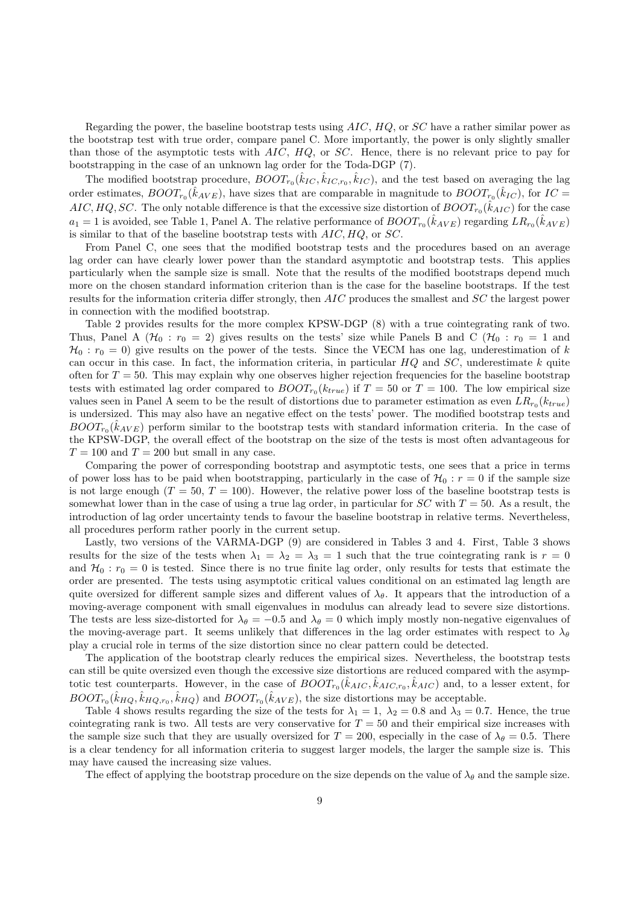Regarding the power, the baseline bootstrap tests using $AIC$, $HQ$, or $SC$ have a rather similar power as the bootstrap test with true order, compare panel C. More importantly, the power is only slightly smaller than those of the asymptotic tests with $AIC$, $HQ$, or $SC$. Hence, there is no relevant price to pay for bootstrapping in the case of an unknown lag order for the Toda-DGP (7).

The modified bootstrap procedure, $BOOT_{r_0}(\hat{k}_{IC}, \hat{k}_{IC,r_0}, \hat{k}_{IC})$, and the test based on averaging the lag order estimates, $BOOT_{r_0}(\hat{k}_{AVE})$, have sizes that are comparable in magnitude to $BOOT_{r_0}(\hat{k}_{IC})$, for $IC = AIC, HQ, SC$. The only notable difference is that the excessive size distortion of $BOOT_{r_0}(\hat{k}_{AIC})$ for the case $a_1 = 1$ is avoided, see Table 1, Panel A. The relative performance of $BOOT_{r_0}(\hat{k}_{AVE})$ regarding $LR_{r_0}(\hat{k}_{AVE})$ is similar to that of the baseline bootstrap tests with $AIC, HQ$, or $SC$.

From Panel C, one sees that the modified bootstrap tests and the procedures based on an average lag order can have clearly lower power than the standard asymptotic and bootstrap tests. This applies particularly when the sample size is small. Note that the results of the modified bootstraps depend much more on the chosen standard information criterion than is the case for the baseline bootstraps. If the test results for the information criteria differ strongly, then $AIC$ produces the smallest and $SC$ the largest power in connection with the modified bootstrap.

Table 2 provides results for the more complex KPSW-DGP (8) with a true cointegrating rank of two. Thus, Panel A ($\mathcal{H}_0 : r_0 = 2$) gives results on the tests' size while Panels B and C ($\mathcal{H}_0 : r_0 = 1$ and $\mathcal{H}_0 : r_0 = 0$) give results on the power of the tests. Since the VECM has one lag, underestimation of $k$ can occur in this case. In fact, the information criteria, in particular $HQ$ and $SC$, underestimate $k$ quite often for $T = 50$. This may explain why one observes higher rejection frequencies for the baseline bootstrap tests with estimated lag order compared to $BOOT_{r_0}(k_{true})$ if $T = 50$ or $T = 100$. The low empirical size values seen in Panel A seem to be the result of distortions due to parameter estimation as even $LR_{r_0}(k_{true})$ is undersized. This may also have an negative effect on the tests' power. The modified bootstrap tests and $BOOT_{r_0}(\hat{k}_{AVE})$ perform similar to the bootstrap tests with standard information criteria. In the case of the KPSW-DGP, the overall effect of the bootstrap on the size of the tests is most often advantageous for $T = 100$ and $T = 200$ but small in any case.

Comparing the power of corresponding bootstrap and asymptotic tests, one sees that a price in terms of power loss has to be paid when bootstrapping, particularly in the case of $\mathcal{H}_0 : r = 0$ if the sample size is not large enough ($T = 50$, $T = 100$). However, the relative power loss of the baseline bootstrap tests is somewhat lower than in the case of using a true lag order, in particular for $SC$ with $T = 50$. As a result, the introduction of lag order uncertainty tends to favour the baseline bootstrap in relative terms. Nevertheless, all procedures perform rather poorly in the current setup.

Lastly, two versions of the VARMA-DGP (9) are considered in Tables 3 and 4. First, Table 3 shows results for the size of the tests when $\lambda_1 = \lambda_2 = \lambda_3 = 1$ such that the true cointegrating rank is $r = 0$ and $\mathcal{H}_0 : r_0 = 0$ is tested. Since there is no true finite lag order, only results for tests that estimate the order are presented. The tests using asymptotic critical values conditional on an estimated lag length are quite oversized for different sample sizes and different values of $\lambda_\theta$. It appears that the introduction of a moving-average component with small eigenvalues in modulus can already lead to severe size distortions. The tests are less size-distorted for $\lambda_\theta = -0.5$ and $\lambda_\theta = 0$ which imply mostly non-negative eigenvalues of the moving-average part. It seems unlikely that differences in the lag order estimates with respect to $\lambda_\theta$ play a crucial role in terms of the size distortion since no clear pattern could be detected.

The application of the bootstrap clearly reduces the empirical sizes. Nevertheless, the bootstrap tests can still be quite oversized even though the excessive size distortions are reduced compared with the asymptotic test counterparts. However, in the case of $BOOT_{r_0}(\hat{k}_{AIC}, \hat{k}_{AIC,r_0}, \hat{k}_{AIC})$ and, to a lesser extent, for $BOOT_{r_0}(\hat{k}_{HQ}, \hat{k}_{HQ,r_0}, \hat{k}_{HQ})$ and $BOOT_{r_0}(\hat{k}_{AVE})$, the size distortions may be acceptable.

Table 4 shows results regarding the size of the tests for $\lambda_1 = 1$, $\lambda_2 = 0.8$ and $\lambda_3 = 0.7$. Hence, the true cointegrating rank is two. All tests are very conservative for $T = 50$ and their empirical size increases with the sample size such that they are usually oversized for $T = 200$, especially in the case of $\lambda_\theta = 0.5$. There is a clear tendency for all information criteria to suggest larger models, the larger the sample size is. This may have caused the increasing size values.

The effect of applying the bootstrap procedure on the size depends on the value of $\lambda_\theta$ and the sample size.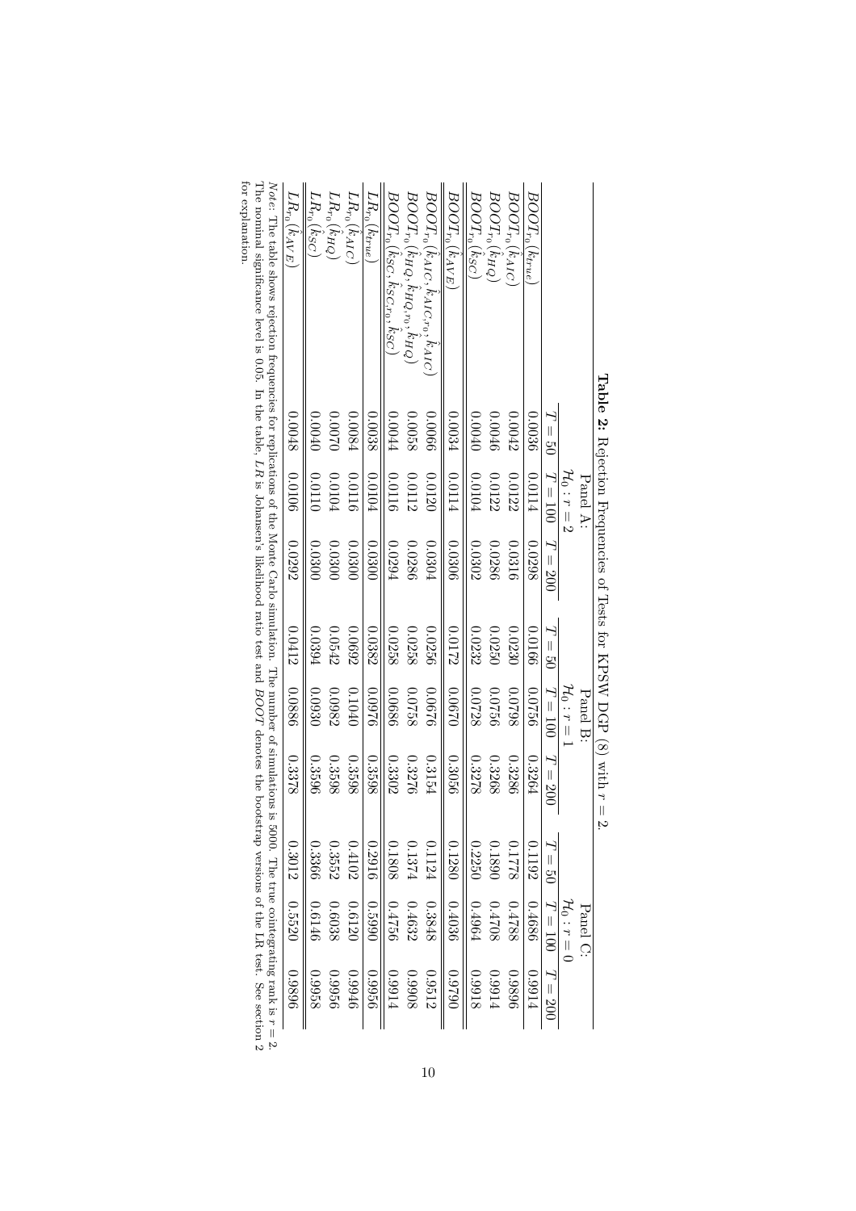**Table 2:** Rejection Frequencies of Tests for KPSW DGP (8) with $r = 2$.

| | Panel A: $\mathcal{H}_0 : r = 2$ | | | Panel B: $\mathcal{H}_0 : r = 1$ | | | Panel C: $\mathcal{H}_0 : r = 0$ | | |
|---|---|---|---|---|---|---|---|---|---|
| | $T = 50$ | $T = 100$ | $T = 200$ | $T = 50$ | $T = 100$ | $T = 200$ | $T = 50$ | $T = 100$ | $T = 200$ |
| $BOOT_{r_0}(k_{true})$ | 0.0036 | 0.0114 | 0.0298 | 0.0166 | 0.0756 | 0.3264 | 0.1192 | 0.4686 | 0.9914 |
| $BOOT_{r_0}(\hat{k}_{AIC})$ | 0.0042 | 0.0122 | 0.0316 | 0.0230 | 0.0798 | 0.3286 | 0.1778 | 0.4788 | 0.9896 |
| $BOOT_{r_0}(\hat{k}_{HQ})$ | 0.0046 | 0.0122 | 0.0286 | 0.0250 | 0.0756 | 0.3268 | 0.1890 | 0.4708 | 0.9914 |
| $BOOT_{r_0}(\hat{k}_{SC})$ | 0.0040 | 0.0104 | 0.0302 | 0.0232 | 0.0728 | 0.3278 | 0.2250 | 0.4964 | 0.9918 |
| $BOOT_{r_0}(\hat{k}_{AVE})$ | 0.0034 | 0.0114 | 0.0306 | 0.0172 | 0.0670 | 0.3056 | 0.1280 | 0.4036 | 0.9790 |
| $BOOT_{r_0}(\hat{k}_{AIC}, \hat{k}_{AIC,r_0}, \hat{k}_{AIC})$ | 0.0066 | 0.0120 | 0.0304 | 0.0256 | 0.0676 | 0.3154 | 0.1124 | 0.3848 | 0.9512 |
| $BOOT_{r_0}(\hat{k}_{HQ}, \hat{k}_{HQ,r_0}, \hat{k}_{HQ})$ | 0.0058 | 0.0112 | 0.0286 | 0.0258 | 0.0758 | 0.3276 | 0.1374 | 0.4632 | 0.9908 |
| $BOOT_{r_0}(\hat{k}_{SC}, \hat{k}_{SC,r_0}, \hat{k}_{SC})$ | 0.0044 | 0.0116 | 0.0294 | 0.0258 | 0.0686 | 0.3302 | 0.1808 | 0.4756 | 0.9914 |
| $LR_{r_0}(k_{true})$ | 0.0038 | 0.0104 | 0.0300 | 0.0382 | 0.0976 | 0.3598 | 0.2916 | 0.5990 | 0.9956 |
| $LR_{r_0}(\hat{k}_{AIC})$ | 0.0084 | 0.0116 | 0.0300 | 0.0692 | 0.1040 | 0.3598 | 0.4102 | 0.6120 | 0.9946 |
| $LR_{r_0}(\hat{k}_{HQ})$ | 0.0070 | 0.0104 | 0.0300 | 0.0542 | 0.0982 | 0.3598 | 0.3552 | 0.6038 | 0.9956 |
| $LR_{r_0}(\hat{k}_{SC})$ | 0.0040 | 0.0110 | 0.0300 | 0.0394 | 0.0930 | 0.3596 | 0.3366 | 0.6146 | 0.9958 |
| $LR_{r_0}(\hat{k}_{AVE})$ | 0.0048 | 0.0106 | 0.0292 | 0.0412 | 0.0886 | 0.3378 | 0.3012 | 0.5520 | 0.9896 |

*Note:* The table shows rejection frequencies for replications of the Monte Carlo simulation. The number of simulations is 5000. The true cointegrating rank is $r = 2$. The nominal significance level is 0.05. In the table, $LR$ is Johansen's likelihood ratio test and $BOOT$ denotes the bootstrap versions of the LR test. See section 2 for explanation.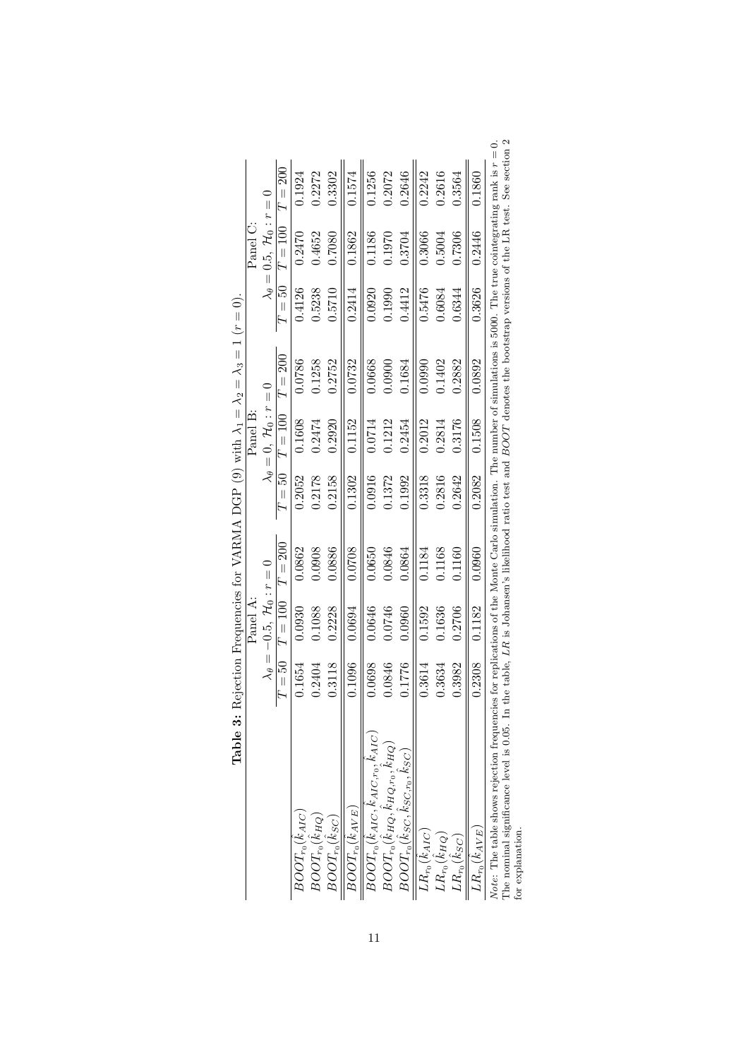**Table 3:** Rejection Frequencies for VARMA DGP (9) with $\lambda_1 = \lambda_2 = \lambda_3 = 1$ $(r = 0)$.

| | Panel A: $\lambda_\theta = -0.5$, $\mathcal{H}_0 : r = 0$ | | | Panel B: $\lambda_\theta = 0$, $\mathcal{H}_0 : r = 0$ | | | Panel C: $\lambda_\theta = 0.5$, $\mathcal{H}_0 : r = 0$ | | |
|---|---|---|---|---|---|---|---|---|---|
| | $T = 50$ | $T = 100$ | $T = 200$ | $T = 50$ | $T = 100$ | $T = 200$ | $T = 50$ | $T = 100$ | $T = 200$ |
| $BOOT_{r_0}(\hat{k}_{AIC})$ | 0.1654 | 0.0930 | 0.0862 | 0.2052 | 0.1608 | 0.0786 | 0.4126 | 0.2470 | 0.1924 |
| $BOOT_{r_0}(\hat{k}_{HQ})$ | 0.2404 | 0.1088 | 0.0908 | 0.2178 | 0.2474 | 0.1258 | 0.5238 | 0.4652 | 0.2272 |
| $BOOT_{r_0}(\hat{k}_{SC})$ | 0.3118 | 0.2228 | 0.0886 | 0.2158 | 0.2920 | 0.2752 | 0.5710 | 0.7080 | 0.3302 |
| $BOOT_{r_0}(\hat{k}_{AVE})$ | 0.1096 | 0.0694 | 0.0708 | 0.1302 | 0.1152 | 0.0732 | 0.2414 | 0.1862 | 0.1574 |
| $BOOT_{r_0}(\hat{k}_{AIC}, \hat{k}_{AIC,r_0}, \hat{k}_{AIC})$ | 0.0698 | 0.0646 | 0.0650 | 0.0916 | 0.0714 | 0.0668 | 0.0920 | 0.1186 | 0.1256 |
| $BOOT_{r_0}(\hat{k}_{HQ}, \hat{k}_{HQ,r_0}, \hat{k}_{HQ})$ | 0.0846 | 0.0746 | 0.0846 | 0.1372 | 0.1212 | 0.0900 | 0.1990 | 0.1970 | 0.2072 |
| $BOOT_{r_0}(\hat{k}_{SC}, \hat{k}_{SC,r_0}, \hat{k}_{SC})$ | 0.1776 | 0.0960 | 0.0864 | 0.1992 | 0.2454 | 0.1684 | 0.4412 | 0.3704 | 0.2646 |
| $LR_{r_0}(\hat{k}_{AIC})$ | 0.3614 | 0.1592 | 0.1184 | 0.3318 | 0.2012 | 0.0990 | 0.5476 | 0.3066 | 0.2242 |
| $LR_{r_0}(\hat{k}_{HQ})$ | 0.3634 | 0.1636 | 0.1168 | 0.2816 | 0.2814 | 0.1402 | 0.6084 | 0.5004 | 0.2616 |
| $LR_{r_0}(\hat{k}_{SC})$ | 0.3982 | 0.2706 | 0.1160 | 0.2642 | 0.3176 | 0.2882 | 0.6344 | 0.7306 | 0.3564 |
| $LR_{r_0}(\hat{k}_{AVE})$ | 0.2308 | 0.1182 | 0.0960 | 0.2082 | 0.1508 | 0.0892 | 0.3626 | 0.2446 | 0.1860 |

*Note*: The table shows rejection frequencies for replications of the Monte Carlo simulation. The number of simulations is 5000. The true cointegrating rank is $r = 0$. The nominal significance level is 0.05. In the table, $LR$ is Johansen's likelihood ratio test and $BOOT$ denotes the bootstrap versions of the LR test. See section 2 for explanation.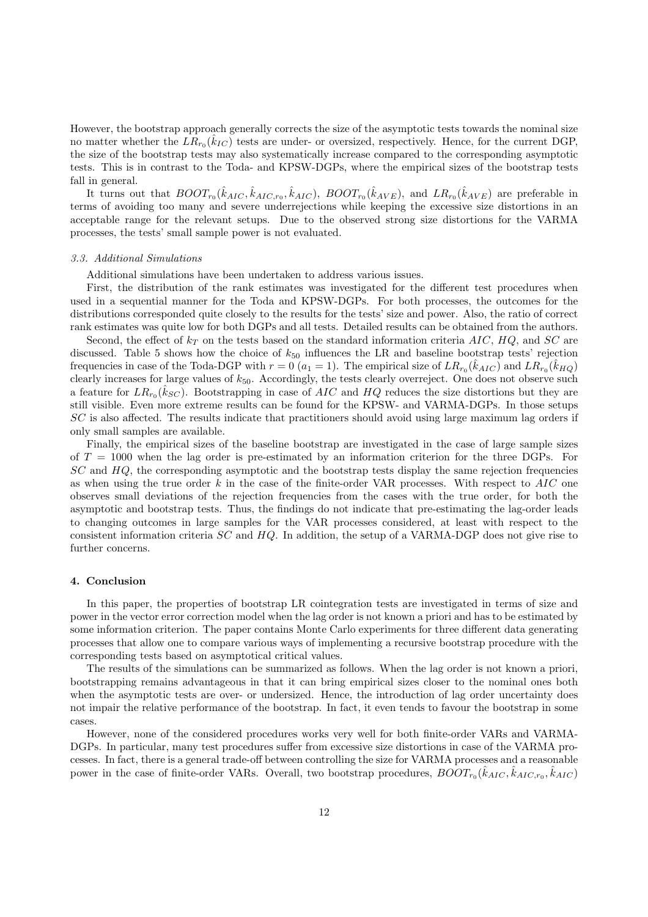However, the bootstrap approach generally corrects the size of the asymptotic tests towards the nominal size no matter whether the $LR_{r_0}(\hat{k}_{IC})$ tests are under- or oversized, respectively. Hence, for the current DGP, the size of the bootstrap tests may also systematically increase compared to the corresponding asymptotic tests. This is in contrast to the Toda- and KPSW-DGPs, where the empirical sizes of the bootstrap tests fall in general.

It turns out that $BOOT_{r_0}(\hat{k}_{AIC}, \hat{k}_{AIC,r_0}, \hat{k}_{AIC})$, $BOOT_{r_0}(\hat{k}_{AVE})$, and $LR_{r_0}(\hat{k}_{AVE})$ are preferable in terms of avoiding too many and severe underrejections while keeping the excessive size distortions in an acceptable range for the relevant setups. Due to the observed strong size distortions for the VARMA processes, the tests' small sample power is not evaluated.

### 3.3. Additional Simulations

Additional simulations have been undertaken to address various issues.

First, the distribution of the rank estimates was investigated for the different test procedures when used in a sequential manner for the Toda and KPSW-DGPs. For both processes, the outcomes for the distributions corresponded quite closely to the results for the tests' size and power. Also, the ratio of correct rank estimates was quite low for both DGPs and all tests. Detailed results can be obtained from the authors.

Second, the effect of $k_T$ on the tests based on the standard information criteria $AIC$, $HQ$, and $SC$ are discussed. Table 5 shows how the choice of $k_{50}$ influences the LR and baseline bootstrap tests' rejection frequencies in case of the Toda-DGP with $r = 0$ ($a_1 = 1$). The empirical size of $LR_{r_0}(\hat{k}_{AIC})$ and $LR_{r_0}(\hat{k}_{HQ})$ clearly increases for large values of $k_{50}$. Accordingly, the tests clearly overreject. One does not observe such a feature for $LR_{r_0}(\hat{k}_{SC})$. Bootstrapping in case of $AIC$ and $HQ$ reduces the size distortions but they are still visible. Even more extreme results can be found for the KPSW- and VARMA-DGPs. In those setups $SC$ is also affected. The results indicate that practitioners should avoid using large maximum lag orders if only small samples are available.

Finally, the empirical sizes of the baseline bootstrap are investigated in the case of large sample sizes of $T = 1000$ when the lag order is pre-estimated by an information criterion for the three DGPs. For $SC$ and $HQ$, the corresponding asymptotic and the bootstrap tests display the same rejection frequencies as when using the true order $k$ in the case of the finite-order VAR processes. With respect to $AIC$ one observes small deviations of the rejection frequencies from the cases with the true order, for both the asymptotic and bootstrap tests. Thus, the findings do not indicate that pre-estimating the lag-order leads to changing outcomes in large samples for the VAR processes considered, at least with respect to the consistent information criteria $SC$ and $HQ$. In addition, the setup of a VARMA-DGP does not give rise to further concerns.

## 4. Conclusion

In this paper, the properties of bootstrap LR cointegration tests are investigated in terms of size and power in the vector error correction model when the lag order is not known a priori and has to be estimated by some information criterion. The paper contains Monte Carlo experiments for three different data generating processes that allow one to compare various ways of implementing a recursive bootstrap procedure with the corresponding tests based on asymptotical critical values.

The results of the simulations can be summarized as follows. When the lag order is not known a priori, bootstrapping remains advantageous in that it can bring empirical sizes closer to the nominal ones both when the asymptotic tests are over- or undersized. Hence, the introduction of lag order uncertainty does not impair the relative performance of the bootstrap. In fact, it even tends to favour the bootstrap in some cases.

However, none of the considered procedures works very well for both finite-order VARs and VARMA-DGPs. In particular, many test procedures suffer from excessive size distortions in case of the VARMA processes. In fact, there is a general trade-off between controlling the size for VARMA processes and a reasonable power in the case of finite-order VARs. Overall, two bootstrap procedures, $BOOT_{r_0}(\hat{k}_{AIC}, \hat{k}_{AIC,r_0}, \hat{k}_{AIC})$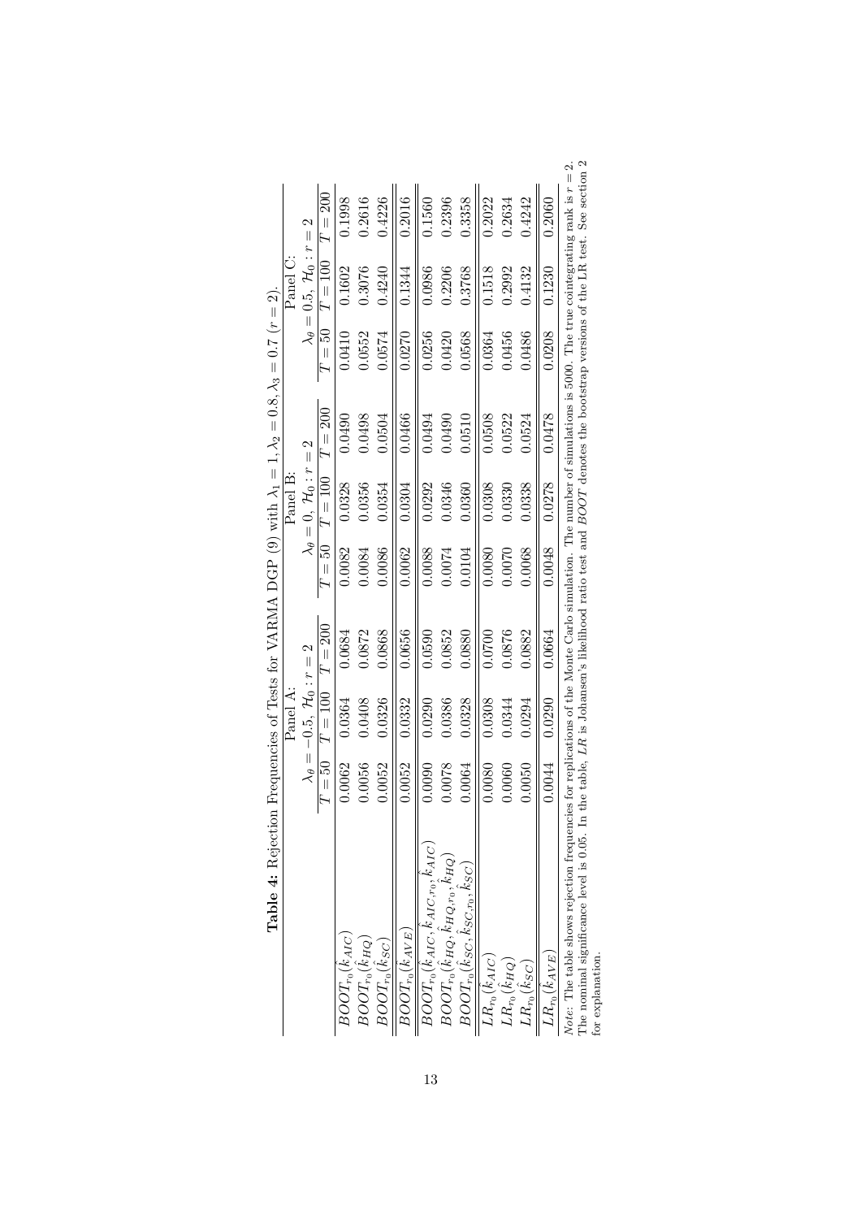**Table 4:** Rejection Frequencies of Tests for VARMA DGP (9) with $\lambda_1 = 1, \lambda_2 = 0.8, \lambda_3 = 0.7$ $(r = 2)$.

| | Panel A: $\lambda_\theta = -0.5$, $\mathcal{H}_0 : r = 2$ | | | Panel B: $\lambda_\theta = 0$, $\mathcal{H}_0 : r = 2$ | | | Panel C: $\lambda_\theta = 0.5$, $\mathcal{H}_0 : r = 2$ | | |
|---|---|---|---|---|---|---|---|---|---|
| | $T = 50$ | $T = 100$ | $T = 200$ | $T = 50$ | $T = 100$ | $T = 200$ | $T = 50$ | $T = 100$ | $T = 200$ |
| $BOOT_{r_0}(\hat{k}_{AIC})$ | 0.0062 | 0.0364 | 0.0684 | 0.0082 | 0.0328 | 0.0490 | 0.0410 | 0.1602 | 0.1998 |
| $BOOT_{r_0}(\hat{k}_{HQ})$ | 0.0056 | 0.0408 | 0.0872 | 0.0084 | 0.0356 | 0.0498 | 0.0552 | 0.3076 | 0.2616 |
| $BOOT_{r_0}(\hat{k}_{SC})$ | 0.0052 | 0.0326 | 0.0868 | 0.0086 | 0.0354 | 0.0504 | 0.0574 | 0.4240 | 0.4226 |
| $BOOT_{r_0}(\hat{k}_{AVE})$ | 0.0052 | 0.0332 | 0.0656 | 0.0062 | 0.0304 | 0.0466 | 0.0270 | 0.1344 | 0.2016 |
| $BOOT_{r_0}(\hat{k}_{AIC}, \hat{k}_{AIC,r_0}, \hat{k}_{AIC})$ | 0.0090 | 0.0290 | 0.0590 | 0.0088 | 0.0292 | 0.0494 | 0.0256 | 0.0986 | 0.1560 |
| $BOOT_{r_0}(\hat{k}_{HQ}, \hat{k}_{HQ,r_0}, \hat{k}_{HQ})$ | 0.0078 | 0.0386 | 0.0852 | 0.0074 | 0.0346 | 0.0490 | 0.0420 | 0.2206 | 0.2396 |
| $BOOT_{r_0}(\hat{k}_{SC}, \hat{k}_{SC,r_0}, \hat{k}_{SC})$ | 0.0064 | 0.0328 | 0.0880 | 0.0104 | 0.0360 | 0.0510 | 0.0568 | 0.3768 | 0.3358 |
| $LR_{r_0}(\hat{k}_{AIC})$ | 0.0080 | 0.0308 | 0.0700 | 0.0080 | 0.0308 | 0.0508 | 0.0364 | 0.1518 | 0.2022 |
| $LR_{r_0}(\hat{k}_{HQ})$ | 0.0060 | 0.0344 | 0.0876 | 0.0070 | 0.0330 | 0.0522 | 0.0456 | 0.2992 | 0.2634 |
| $LR_{r_0}(\hat{k}_{SC})$ | 0.0050 | 0.0294 | 0.0882 | 0.0068 | 0.0338 | 0.0524 | 0.0486 | 0.4132 | 0.4242 |
| $LR_{r_0}(\hat{k}_{AVE})$ | 0.0044 | 0.0290 | 0.0664 | 0.0048 | 0.0278 | 0.0478 | 0.0208 | 0.1230 | 0.2060 |

*Note*: The table shows rejection frequencies for replications of the Monte Carlo simulation. The number of simulations is 5000. The true cointegrating rank is $r = 2$. The nominal significance level is 0.05. In the table, $LR$ is Johansen's likelihood ratio test and $BOOT$ denotes the bootstrap versions of the LR test. See section 2 for explanation.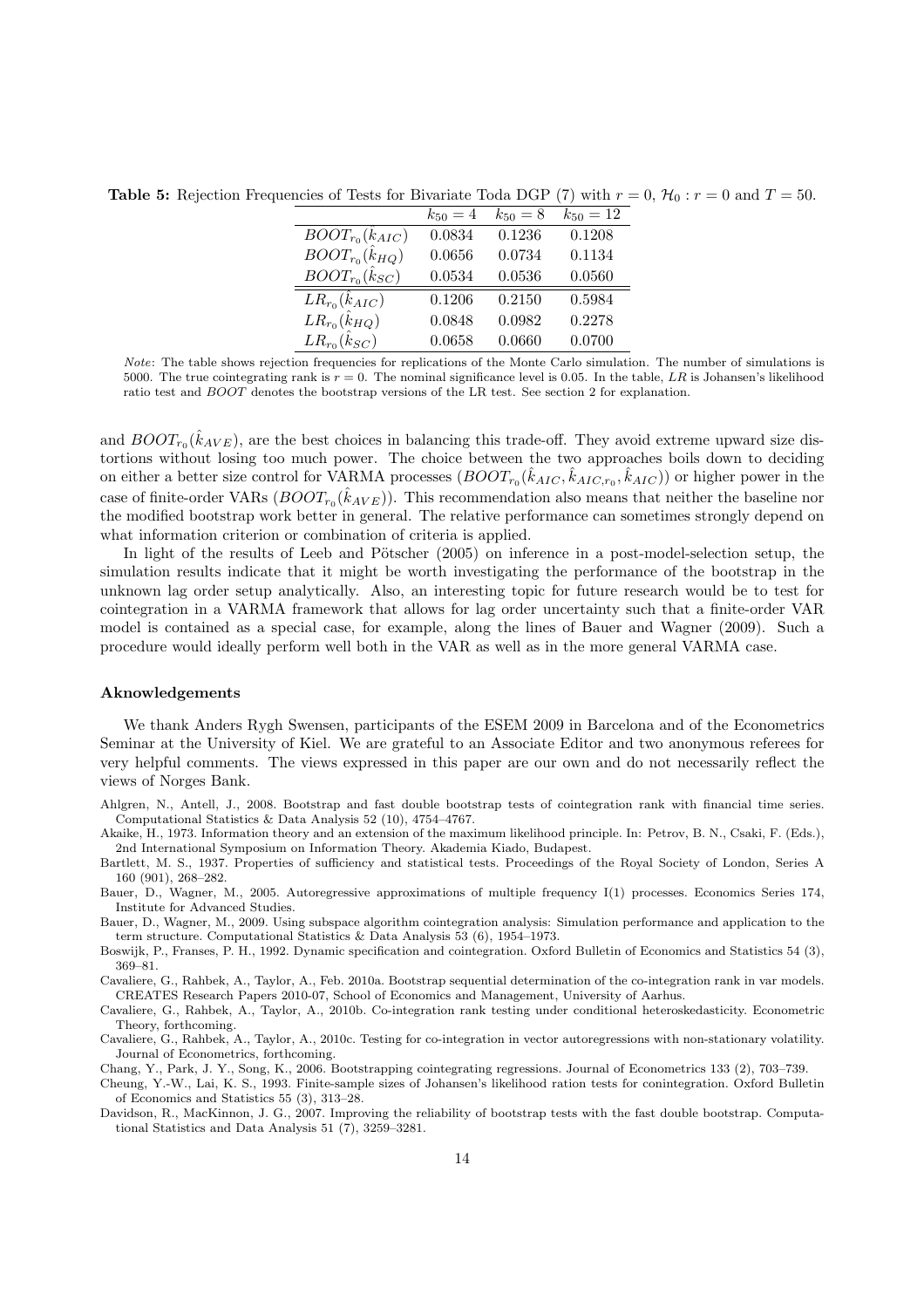**Table 5:** Rejection Frequencies of Tests for Bivariate Toda DGP (7) with $r = 0$, $\mathcal{H}_0 : r = 0$ and $T = 50$.

| | $k_{50} = 4$ | $k_{50} = 8$ | $k_{50} = 12$ |
|---|---|---|---|
| $BOOT_{r_0}(\hat{k}_{AIC})$ | 0.0834 | 0.1236 | 0.1208 |
| $BOOT_{r_0}(\hat{k}_{HQ})$ | 0.0656 | 0.0734 | 0.1134 |
| $BOOT_{r_0}(\hat{k}_{SC})$ | 0.0534 | 0.0536 | 0.0560 |
| $LR_{r_0}(\hat{k}_{AIC})$ | 0.1206 | 0.2150 | 0.5984 |
| $LR_{r_0}(\hat{k}_{HQ})$ | 0.0848 | 0.0982 | 0.2278 |
| $LR_{r_0}(\hat{k}_{SC})$ | 0.0658 | 0.0660 | 0.0700 |

*Note*: The table shows rejection frequencies for replications of the Monte Carlo simulation. The number of simulations is 5000. The true cointegrating rank is $r = 0$. The nominal significance level is 0.05. In the table, $LR$ is Johansen's likelihood ratio test and $BOOT$ denotes the bootstrap versions of the LR test. See section 2 for explanation.

and $BOOT_{r_0}(\hat{k}_{AVE})$, are the best choices in balancing this trade-off. They avoid extreme upward size distortions without losing too much power. The choice between the two approaches boils down to deciding on either a better size control for VARMA processes ($BOOT_{r_0}(\hat{k}_{AIC}, \hat{k}_{AIC,r_0}, \hat{k}_{AIC})$) or higher power in the case of finite-order VARs ($BOOT_{r_0}(\hat{k}_{AVE})$). This recommendation also means that neither the baseline nor the modified bootstrap work better in general. The relative performance can sometimes strongly depend on what information criterion or combination of criteria is applied.

In light of the results of Leeb and Pötscher (2005) on inference in a post-model-selection setup, the simulation results indicate that it might be worth investigating the performance of the bootstrap in the unknown lag order setup analytically. Also, an interesting topic for future research would be to test for cointegration in a VARMA framework that allows for lag order uncertainty such that a finite-order VAR model is contained as a special case, for example, along the lines of Bauer and Wagner (2009). Such a procedure would ideally perform well both in the VAR as well as in the more general VARMA case.

## Aknowledgements

We thank Anders Rygh Swensen, participants of the ESEM 2009 in Barcelona and of the Econometrics Seminar at the University of Kiel. We are grateful to an Associate Editor and two anonymous referees for very helpful comments. The views expressed in this paper are our own and do not necessarily reflect the views of Norges Bank.

Ahlgren, N., Antell, J., 2008. Bootstrap and fast double bootstrap tests of cointegration rank with financial time series. Computational Statistics & Data Analysis 52 (10), 4754–4767.

Akaike, H., 1973. Information theory and an extension of the maximum likelihood principle. In: Petrov, B. N., Csaki, F. (Eds.), 2nd International Symposium on Information Theory. Akademia Kiado, Budapest.

Bartlett, M. S., 1937. Properties of sufficiency and statistical tests. Proceedings of the Royal Society of London, Series A 160 (901), 268–282.

Bauer, D., Wagner, M., 2005. Autoregressive approximations of multiple frequency I(1) processes. Economics Series 174, Institute for Advanced Studies.

Bauer, D., Wagner, M., 2009. Using subspace algorithm cointegration analysis: Simulation performance and application to the term structure. Computational Statistics & Data Analysis 53 (6), 1954–1973.

Boswijk, P., Franses, P. H., 1992. Dynamic specification and cointegration. Oxford Bulletin of Economics and Statistics 54 (3), 369–81.

Cavaliere, G., Rahbek, A., Taylor, A., Feb. 2010a. Bootstrap sequential determination of the co-integration rank in var models. CREATES Research Papers 2010-07, School of Economics and Management, University of Aarhus.

Cavaliere, G., Rahbek, A., Taylor, A., 2010b. Co-integration rank testing under conditional heteroskedasticity. Econometric Theory, forthcoming.

Cavaliere, G., Rahbek, A., Taylor, A., 2010c. Testing for co-integration in vector autoregressions with non-stationary volatility. Journal of Econometrics, forthcoming.

Chang, Y., Park, J. Y., Song, K., 2006. Bootstrapping cointegrating regressions. Journal of Econometrics 133 (2), 703–739.

Cheung, Y.-W., Lai, K. S., 1993. Finite-sample sizes of Johansen's likelihood ration tests for conintegration. Oxford Bulletin of Economics and Statistics 55 (3), 313–28.

Davidson, R., MacKinnon, J. G., 2007. Improving the reliability of bootstrap tests with the fast double bootstrap. Computational Statistics and Data Analysis 51 (7), 3259–3281.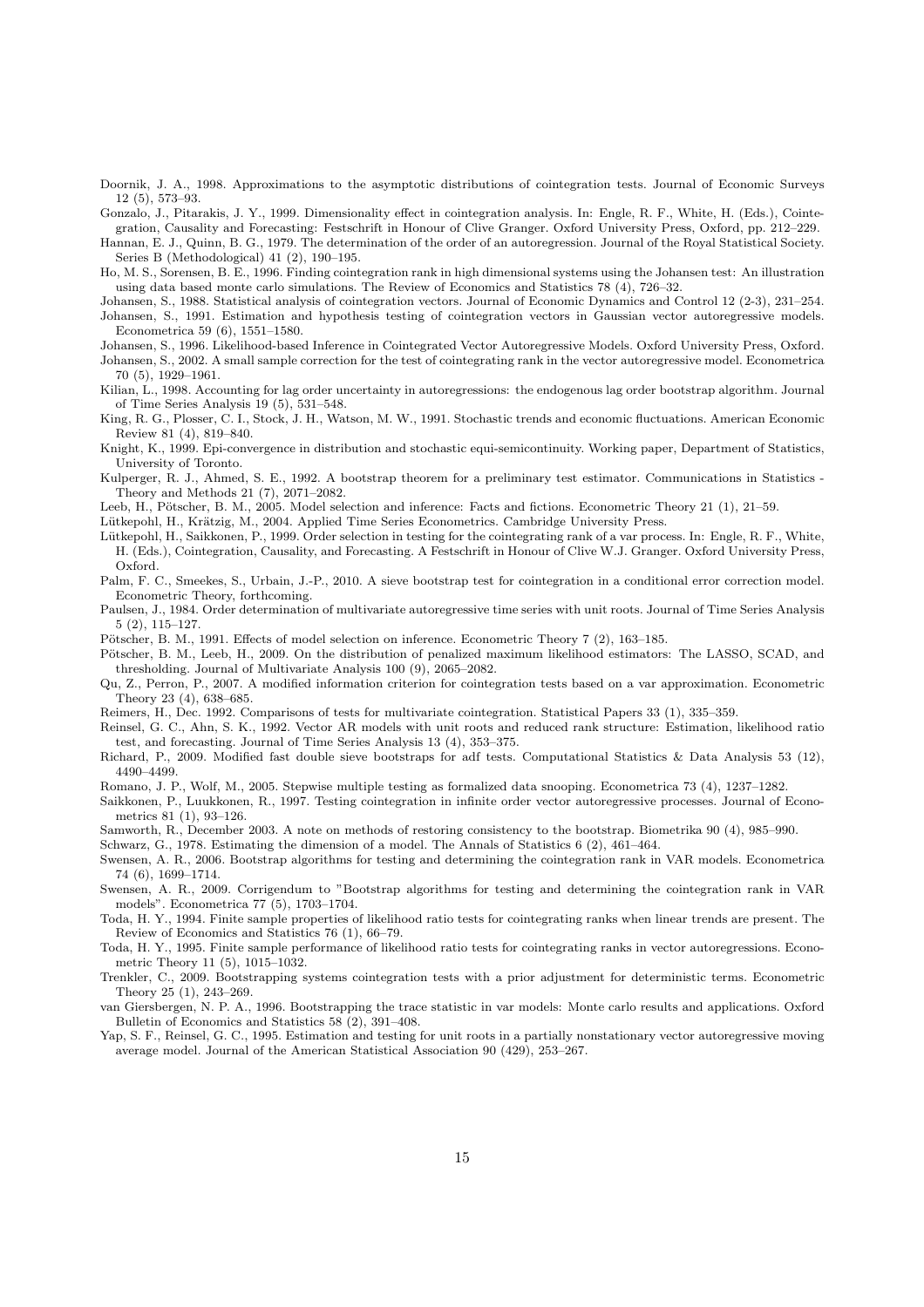Doornik, J. A., 1998. Approximations to the asymptotic distributions of cointegration tests. Journal of Economic Surveys 12 (5), 573–93.

Gonzalo, J., Pitarakis, J. Y., 1999. Dimensionality effect in cointegration analysis. In: Engle, R. F., White, H. (Eds.), Cointegration, Causality and Forecasting: Festschrift in Honour of Clive Granger. Oxford University Press, Oxford, pp. 212–229.

Hannan, E. J., Quinn, B. G., 1979. The determination of the order of an autoregression. Journal of the Royal Statistical Society. Series B (Methodological) 41 (2), 190–195.

Ho, M. S., Sorensen, B. E., 1996. Finding cointegration rank in high dimensional systems using the Johansen test: An illustration using data based monte carlo simulations. The Review of Economics and Statistics 78 (4), 726–32.

Johansen, S., 1988. Statistical analysis of cointegration vectors. Journal of Economic Dynamics and Control 12 (2-3), 231–254.

Johansen, S., 1991. Estimation and hypothesis testing of cointegration vectors in Gaussian vector autoregressive models. Econometrica 59 (6), 1551–1580.

Johansen, S., 1996. Likelihood-based Inference in Cointegrated Vector Autoregressive Models. Oxford University Press, Oxford.

Johansen, S., 2002. A small sample correction for the test of cointegrating rank in the vector autoregressive model. Econometrica 70 (5), 1929–1961.

Kilian, L., 1998. Accounting for lag order uncertainty in autoregressions: the endogenous lag order bootstrap algorithm. Journal of Time Series Analysis 19 (5), 531–548.

King, R. G., Plosser, C. I., Stock, J. H., Watson, M. W., 1991. Stochastic trends and economic fluctuations. American Economic Review 81 (4), 819–840.

Knight, K., 1999. Epi-convergence in distribution and stochastic equi-semicontinuity. Working paper, Department of Statistics, University of Toronto.

Kulperger, R. J., Ahmed, S. E., 1992. A bootstrap theorem for a preliminary test estimator. Communications in Statistics - Theory and Methods 21 (7), 2071–2082.

Leeb, H., Pötscher, B. M., 2005. Model selection and inference: Facts and fictions. Econometric Theory 21 (1), 21–59.

Lütkepohl, H., Krätzig, M., 2004. Applied Time Series Econometrics. Cambridge University Press.

Lütkepohl, H., Saikkonen, P., 1999. Order selection in testing for the cointegrating rank of a var process. In: Engle, R. F., White, H. (Eds.), Cointegration, Causality, and Forecasting. A Festschrift in Honour of Clive W.J. Granger. Oxford University Press, Oxford.

Palm, F. C., Smeekes, S., Urbain, J.-P., 2010. A sieve bootstrap test for cointegration in a conditional error correction model. Econometric Theory, forthcoming.

Paulsen, J., 1984. Order determination of multivariate autoregressive time series with unit roots. Journal of Time Series Analysis 5 (2), 115–127.

Pötscher, B. M., 1991. Effects of model selection on inference. Econometric Theory 7 (2), 163–185.

Pötscher, B. M., Leeb, H., 2009. On the distribution of penalized maximum likelihood estimators: The LASSO, SCAD, and thresholding. Journal of Multivariate Analysis 100 (9), 2065–2082.

Qu, Z., Perron, P., 2007. A modified information criterion for cointegration tests based on a var approximation. Econometric Theory 23 (4), 638–685.

Reimers, H., Dec. 1992. Comparisons of tests for multivariate cointegration. Statistical Papers 33 (1), 335–359.

Reinsel, G. C., Ahn, S. K., 1992. Vector AR models with unit roots and reduced rank structure: Estimation, likelihood ratio test, and forecasting. Journal of Time Series Analysis 13 (4), 353–375.

Richard, P., 2009. Modified fast double sieve bootstraps for adf tests. Computational Statistics & Data Analysis 53 (12), 4490–4499.

Romano, J. P., Wolf, M., 2005. Stepwise multiple testing as formalized data snooping. Econometrica 73 (4), 1237–1282.

Saikkonen, P., Luukkonen, R., 1997. Testing cointegration in infinite order vector autoregressive processes. Journal of Econometrics 81 (1), 93–126.

Samworth, R., December 2003. A note on methods of restoring consistency to the bootstrap. Biometrika 90 (4), 985–990.

Schwarz, G., 1978. Estimating the dimension of a model. The Annals of Statistics 6 (2), 461–464.

Swensen, A. R., 2006. Bootstrap algorithms for testing and determining the cointegration rank in VAR models. Econometrica 74 (6), 1699–1714.

Swensen, A. R., 2009. Corrigendum to "Bootstrap algorithms for testing and determining the cointegration rank in VAR models". Econometrica 77 (5), 1703–1704.

Toda, H. Y., 1994. Finite sample properties of likelihood ratio tests for cointegrating ranks when linear trends are present. The Review of Economics and Statistics 76 (1), 66–79.

Toda, H. Y., 1995. Finite sample performance of likelihood ratio tests for cointegrating ranks in vector autoregressions. Econometric Theory 11 (5), 1015–1032.

Trenkler, C., 2009. Bootstrapping systems cointegration tests with a prior adjustment for deterministic terms. Econometric Theory 25 (1), 243–269.

van Giersbergen, N. P. A., 1996. Bootstrapping the trace statistic in var models: Monte carlo results and applications. Oxford Bulletin of Economics and Statistics 58 (2), 391–408.

Yap, S. F., Reinsel, G. C., 1995. Estimation and testing for unit roots in a partially nonstationary vector autoregressive moving average model. Journal of the American Statistical Association 90 (429), 253–267.